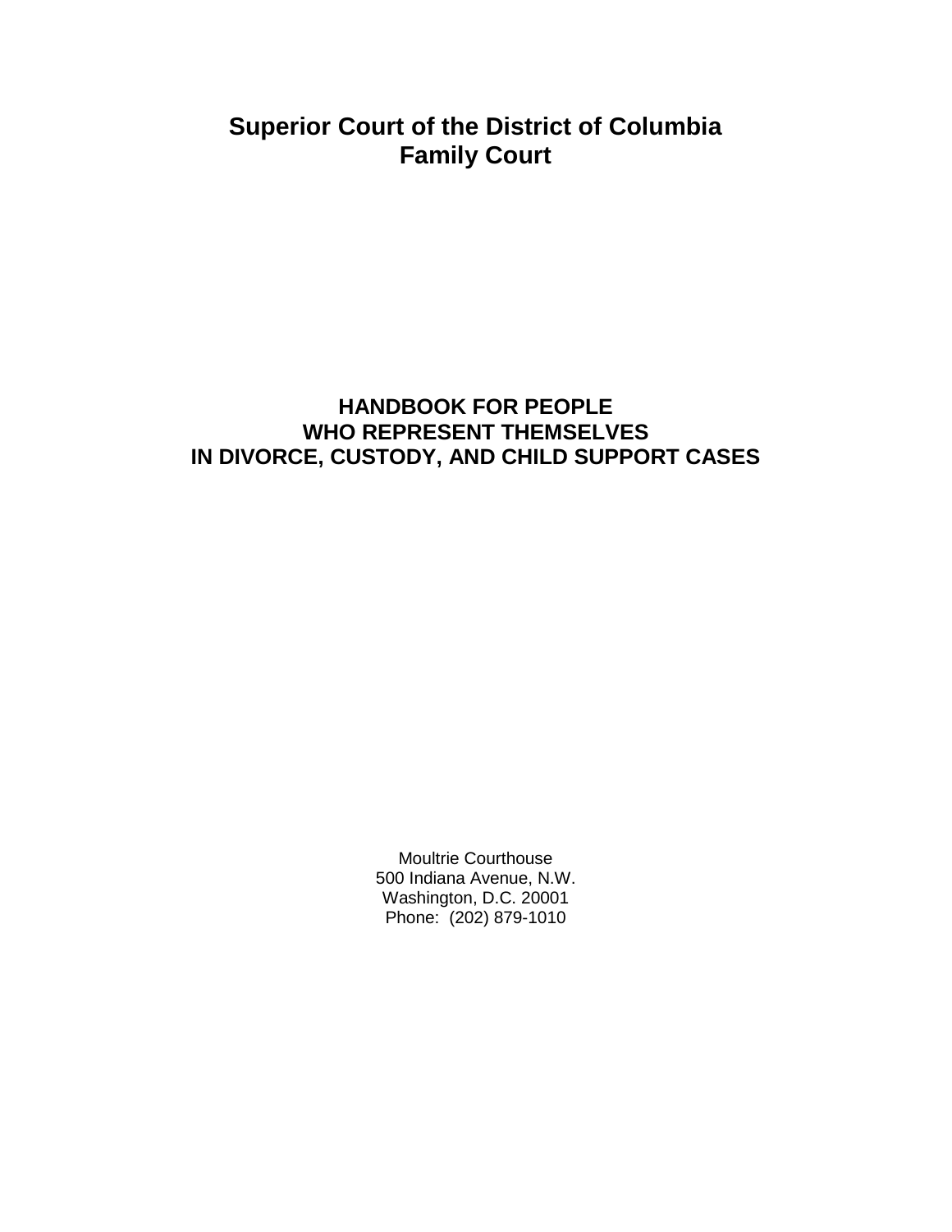# Superior Court of the District of Columbia
# Family Court

## HANDBOOK FOR PEOPLE WHO REPRESENT THEMSELVES IN DIVORCE, CUSTODY, AND CHILD SUPPORT CASES

Moultrie Courthouse
500 Indiana Avenue, N.W.
Washington, D.C. 20001
Phone: (202) 879-1010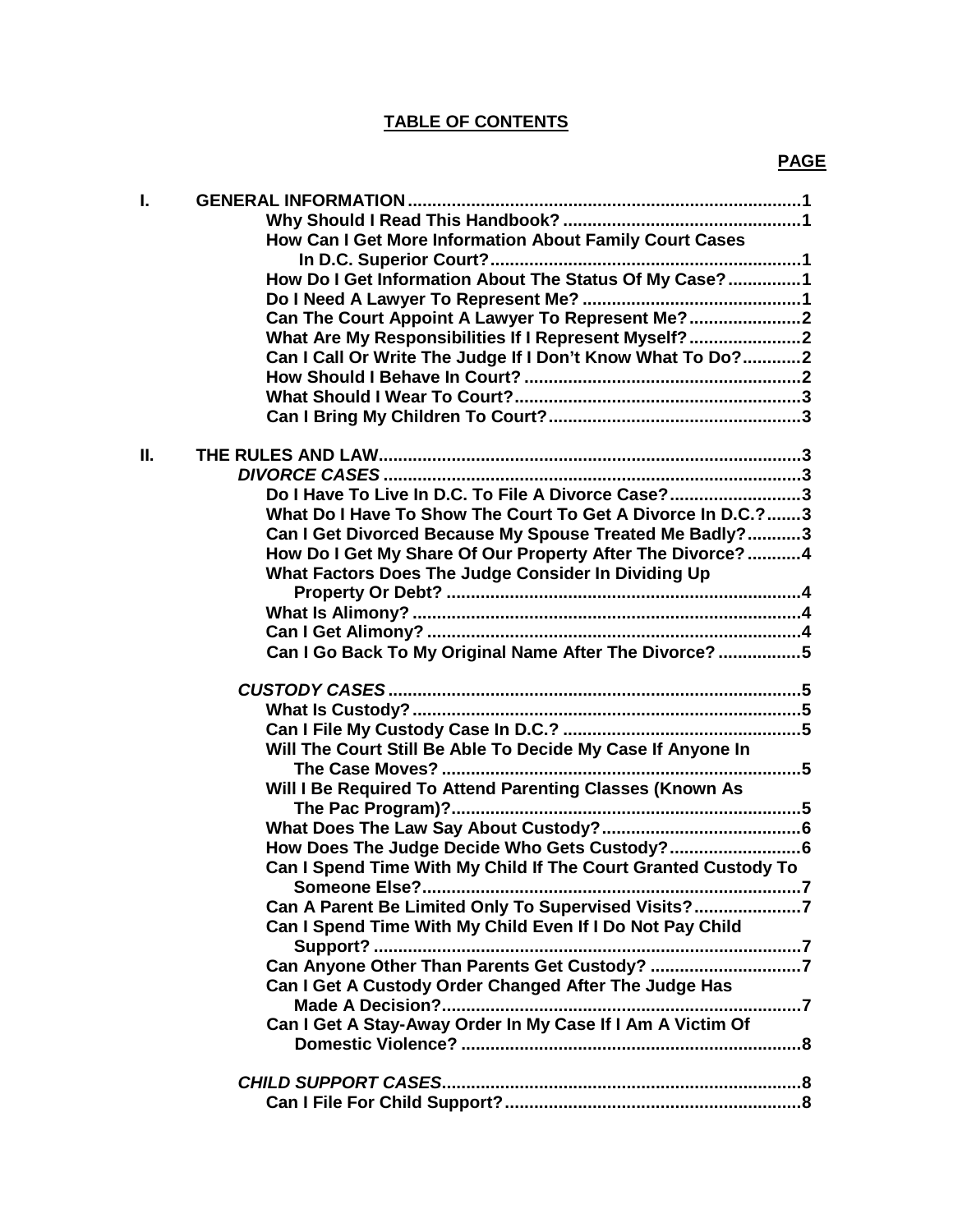## TABLE OF CONTENTS

**PAGE**

**I. GENERAL INFORMATION** .......... 1
- **Why Should I Read This Handbook?** .......... 1
- **How Can I Get More Information About Family Court Cases In D.C. Superior Court?** .......... 1
- **How Do I Get Information About The Status Of My Case?** .......... 1
- **Do I Need A Lawyer To Represent Me?** .......... 1
- **Can The Court Appoint A Lawyer To Represent Me?** .......... 2
- **What Are My Responsibilities If I Represent Myself?** .......... 2
- **Can I Call Or Write The Judge If I Don't Know What To Do?** .......... 2
- **How Should I Behave In Court?** .......... 2
- **What Should I Wear To Court?** .......... 3
- **Can I Bring My Children To Court?** .......... 3

**II. THE RULES AND LAW** .......... 3

***DIVORCE CASES*** .......... 3
- **Do I Have To Live In D.C. To File A Divorce Case?** .......... 3
- **What Do I Have To Show The Court To Get A Divorce In D.C.?** .......... 3
- **Can I Get Divorced Because My Spouse Treated Me Badly?** .......... 3
- **How Do I Get My Share Of Our Property After The Divorce?** .......... 4
- **What Factors Does The Judge Consider In Dividing Up Property Or Debt?** .......... 4
- **What Is Alimony?** .......... 4
- **Can I Get Alimony?** .......... 4
- **Can I Go Back To My Original Name After The Divorce?** .......... 5

***CUSTODY CASES*** .......... 5
- **What Is Custody?** .......... 5
- **Can I File My Custody Case In D.C.?** .......... 5
- **Will The Court Still Be Able To Decide My Case If Anyone In The Case Moves?** .......... 5
- **Will I Be Required To Attend Parenting Classes (Known As The Pac Program)?** .......... 5
- **What Does The Law Say About Custody?** .......... 6
- **How Does The Judge Decide Who Gets Custody?** .......... 6
- **Can I Spend Time With My Child If The Court Granted Custody To Someone Else?** .......... 7
- **Can A Parent Be Limited Only To Supervised Visits?** .......... 7
- **Can I Spend Time With My Child Even If I Do Not Pay Child Support?** .......... 7
- **Can Anyone Other Than Parents Get Custody?** .......... 7
- **Can I Get A Custody Order Changed After The Judge Has Made A Decision?** .......... 7
- **Can I Get A Stay-Away Order In My Case If I Am A Victim Of Domestic Violence?** .......... 8

***CHILD SUPPORT CASES*** .......... 8
- **Can I File For Child Support?** .......... 8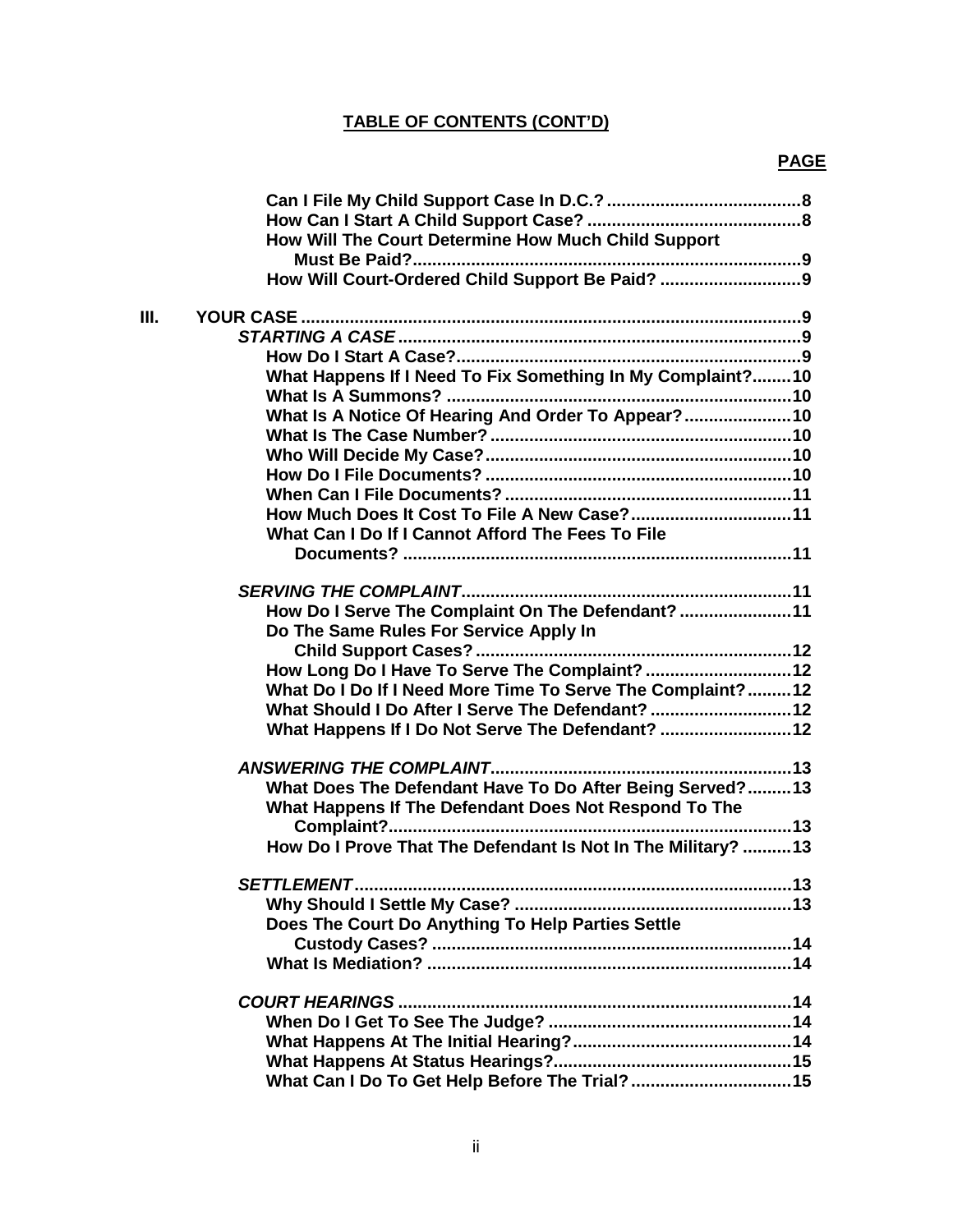**TABLE OF CONTENTS (CONT'D)**

| | | **PAGE** |
|---|---|---|
| | **Can I File My Child Support Case In D.C.?** | **8** |
| | **How Can I Start A Child Support Case?** | **8** |
| | **How Will The Court Determine How Much Child Support Must Be Paid?** | **9** |
| | **How Will Court-Ordered Child Support Be Paid?** | **9** |
| **III.** | **YOUR CASE** | **9** |
| | ***STARTING A CASE*** | **9** |
| | **How Do I Start A Case?** | **9** |
| | **What Happens If I Need To Fix Something In My Complaint?** | **10** |
| | **What Is A Summons?** | **10** |
| | **What Is A Notice Of Hearing And Order To Appear?** | **10** |
| | **What Is The Case Number?** | **10** |
| | **Who Will Decide My Case?** | **10** |
| | **How Do I File Documents?** | **10** |
| | **When Can I File Documents?** | **11** |
| | **How Much Does It Cost To File A New Case?** | **11** |
| | **What Can I Do If I Cannot Afford The Fees To File Documents?** | **11** |
| | ***SERVING THE COMPLAINT*** | **11** |
| | **How Do I Serve The Complaint On The Defendant?** | **11** |
| | **Do The Same Rules For Service Apply In Child Support Cases?** | **12** |
| | **How Long Do I Have To Serve The Complaint?** | **12** |
| | **What Do I Do If I Need More Time To Serve The Complaint?** | **12** |
| | **What Should I Do After I Serve The Defendant?** | **12** |
| | **What Happens If I Do Not Serve The Defendant?** | **12** |
| | ***ANSWERING THE COMPLAINT*** | **13** |
| | **What Does The Defendant Have To Do After Being Served?** | **13** |
| | **What Happens If The Defendant Does Not Respond To The Complaint?** | **13** |
| | **How Do I Prove That The Defendant Is Not In The Military?** | **13** |
| | ***SETTLEMENT*** | **13** |
| | **Why Should I Settle My Case?** | **13** |
| | **Does The Court Do Anything To Help Parties Settle Custody Cases?** | **14** |
| | **What Is Mediation?** | **14** |
| | ***COURT HEARINGS*** | **14** |
| | **When Do I Get To See The Judge?** | **14** |
| | **What Happens At The Initial Hearing?** | **14** |
| | **What Happens At Status Hearings?** | **15** |
| | **What Can I Do To Get Help Before The Trial?** | **15** |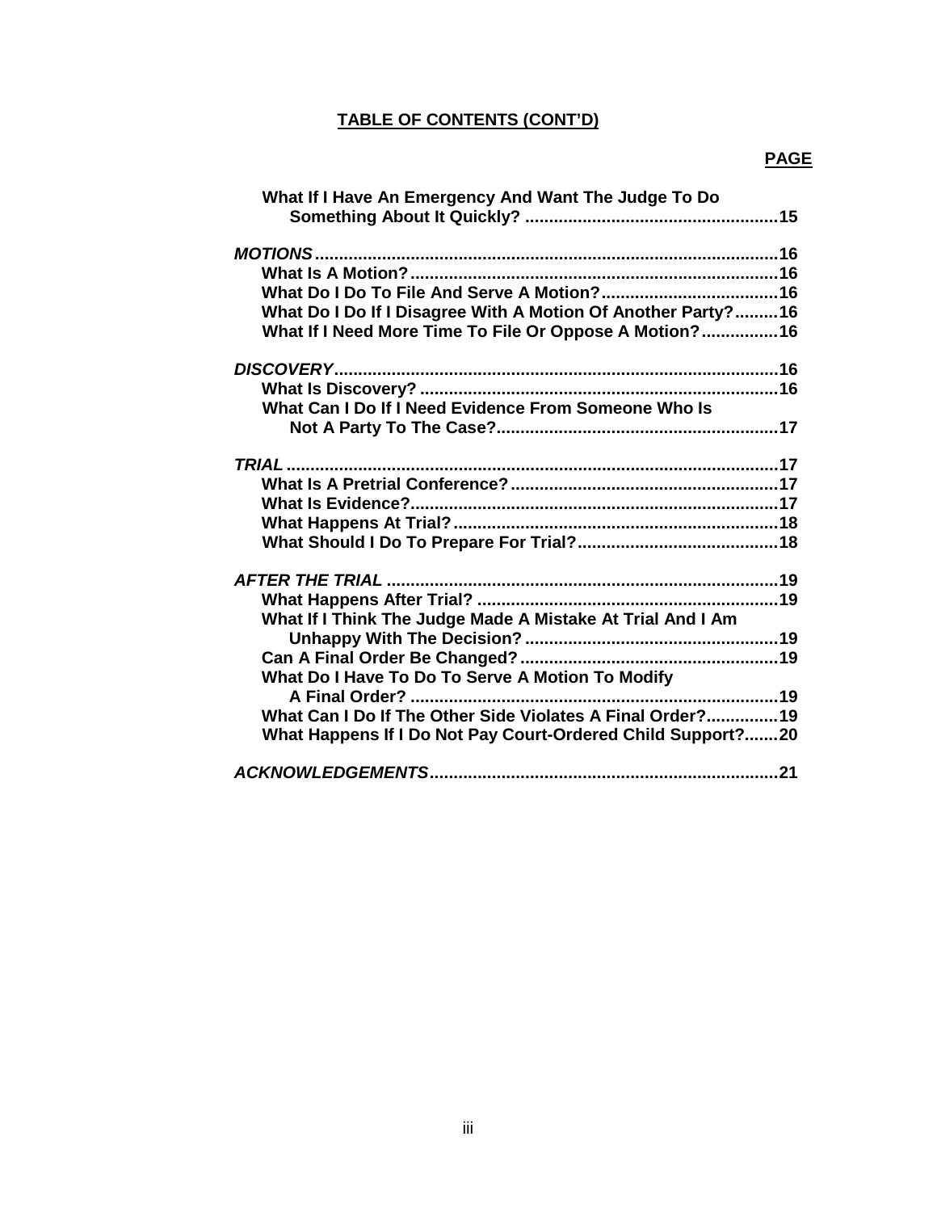**TABLE OF CONTENTS (CONT'D)**

| | **PAGE** |
|---|---|
| What If I Have An Emergency And Want The Judge To Do Something About It Quickly? | 15 |
| ***MOTIONS*** | 16 |
| What Is A Motion? | 16 |
| What Do I Do To File And Serve A Motion? | 16 |
| What Do I Do If I Disagree With A Motion Of Another Party? | 16 |
| What If I Need More Time To File Or Oppose A Motion? | 16 |
| ***DISCOVERY*** | 16 |
| What Is Discovery? | 16 |
| What Can I Do If I Need Evidence From Someone Who Is Not A Party To The Case? | 17 |
| ***TRIAL*** | 17 |
| What Is A Pretrial Conference? | 17 |
| What Is Evidence? | 17 |
| What Happens At Trial? | 18 |
| What Should I Do To Prepare For Trial? | 18 |
| ***AFTER THE TRIAL*** | 19 |
| What Happens After Trial? | 19 |
| What If I Think The Judge Made A Mistake At Trial And I Am Unhappy With The Decision? | 19 |
| Can A Final Order Be Changed? | 19 |
| What Do I Have To Do To Serve A Motion To Modify A Final Order? | 19 |
| What Can I Do If The Other Side Violates A Final Order? | 19 |
| What Happens If I Do Not Pay Court-Ordered Child Support? | 20 |
| ***ACKNOWLEDGEMENTS*** | 21 |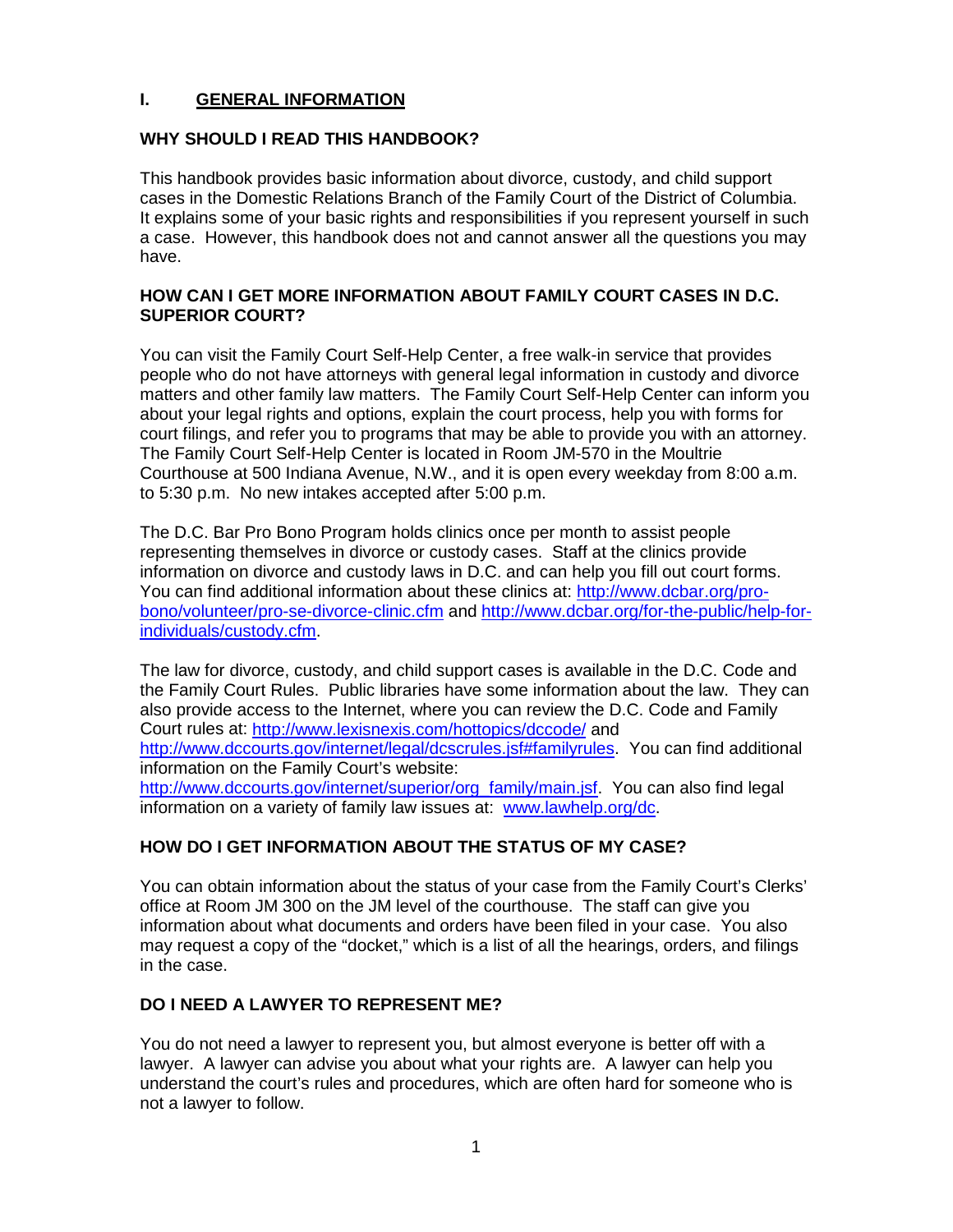## I. GENERAL INFORMATION

### WHY SHOULD I READ THIS HANDBOOK?

This handbook provides basic information about divorce, custody, and child support cases in the Domestic Relations Branch of the Family Court of the District of Columbia. It explains some of your basic rights and responsibilities if you represent yourself in such a case. However, this handbook does not and cannot answer all the questions you may have.

### HOW CAN I GET MORE INFORMATION ABOUT FAMILY COURT CASES IN D.C. SUPERIOR COURT?

You can visit the Family Court Self-Help Center, a free walk-in service that provides people who do not have attorneys with general legal information in custody and divorce matters and other family law matters. The Family Court Self-Help Center can inform you about your legal rights and options, explain the court process, help you with forms for court filings, and refer you to programs that may be able to provide you with an attorney. The Family Court Self-Help Center is located in Room JM-570 in the Moultrie Courthouse at 500 Indiana Avenue, N.W., and it is open every weekday from 8:00 a.m. to 5:30 p.m. No new intakes accepted after 5:00 p.m.

The D.C. Bar Pro Bono Program holds clinics once per month to assist people representing themselves in divorce or custody cases. Staff at the clinics provide information on divorce and custody laws in D.C. and can help you fill out court forms. You can find additional information about these clinics at: [http://www.dcbar.org/pro-bono/volunteer/pro-se-divorce-clinic.cfm](http://www.dcbar.org/pro-bono/volunteer/pro-se-divorce-clinic.cfm) and [http://www.dcbar.org/for-the-public/help-for-individuals/custody.cfm](http://www.dcbar.org/for-the-public/help-for-individuals/custody.cfm).

The law for divorce, custody, and child support cases is available in the D.C. Code and the Family Court Rules. Public libraries have some information about the law. They can also provide access to the Internet, where you can review the D.C. Code and Family Court rules at: [http://www.lexisnexis.com/hottopics/dccode/](http://www.lexisnexis.com/hottopics/dccode/) and [http://www.dccourts.gov/internet/legal/dcscrules.jsf#familyrules](http://www.dccourts.gov/internet/legal/dcscrules.jsf#familyrules). You can find additional information on the Family Court's website: [http://www.dccourts.gov/internet/superior/org_family/main.jsf](http://www.dccourts.gov/internet/superior/org_family/main.jsf). You can also find legal information on a variety of family law issues at: [www.lawhelp.org/dc](www.lawhelp.org/dc).

### HOW DO I GET INFORMATION ABOUT THE STATUS OF MY CASE?

You can obtain information about the status of your case from the Family Court's Clerks' office at Room JM 300 on the JM level of the courthouse. The staff can give you information about what documents and orders have been filed in your case. You also may request a copy of the "docket," which is a list of all the hearings, orders, and filings in the case.

### DO I NEED A LAWYER TO REPRESENT ME?

You do not need a lawyer to represent you, but almost everyone is better off with a lawyer. A lawyer can advise you about what your rights are. A lawyer can help you understand the court's rules and procedures, which are often hard for someone who is not a lawyer to follow.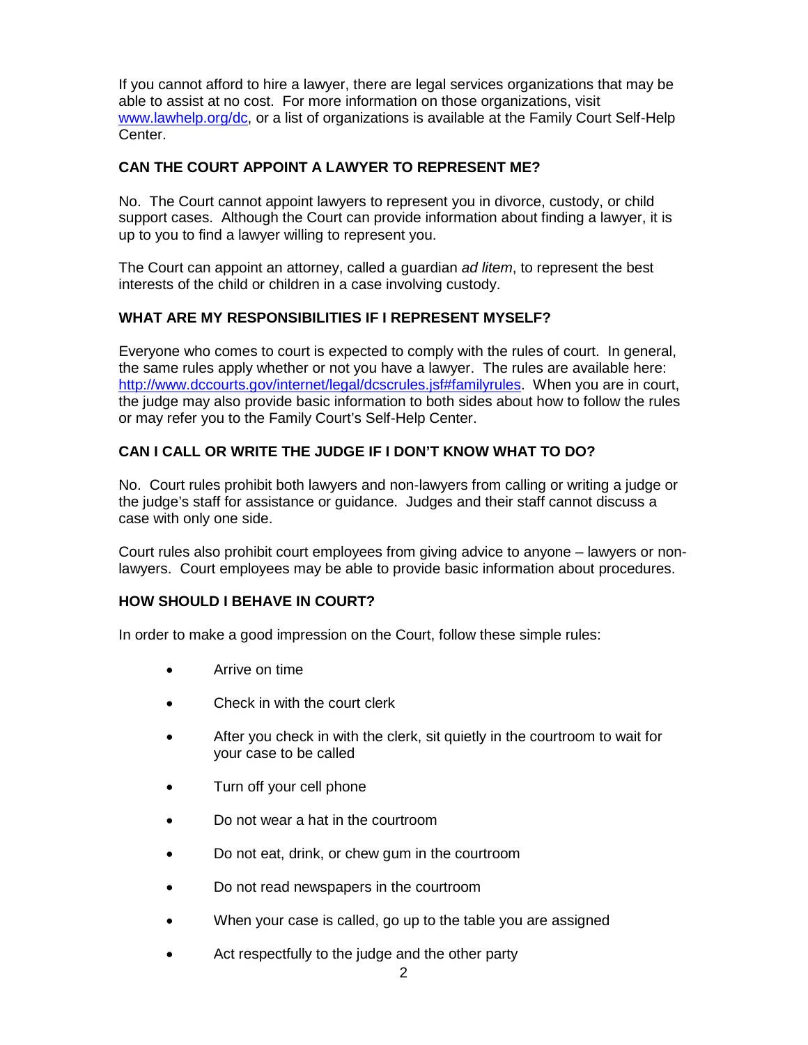If you cannot afford to hire a lawyer, there are legal services organizations that may be able to assist at no cost. For more information on those organizations, visit [www.lawhelp.org/dc](http://www.lawhelp.org/dc), or a list of organizations is available at the Family Court Self-Help Center.

## CAN THE COURT APPOINT A LAWYER TO REPRESENT ME?

No. The Court cannot appoint lawyers to represent you in divorce, custody, or child support cases. Although the Court can provide information about finding a lawyer, it is up to you to find a lawyer willing to represent you.

The Court can appoint an attorney, called a guardian *ad litem*, to represent the best interests of the child or children in a case involving custody.

## WHAT ARE MY RESPONSIBILITIES IF I REPRESENT MYSELF?

Everyone who comes to court is expected to comply with the rules of court. In general, the same rules apply whether or not you have a lawyer. The rules are available here: [http://www.dccourts.gov/internet/legal/dcscrules.jsf#familyrules](http://www.dccourts.gov/internet/legal/dcscrules.jsf#familyrules). When you are in court, the judge may also provide basic information to both sides about how to follow the rules or may refer you to the Family Court's Self-Help Center.

## CAN I CALL OR WRITE THE JUDGE IF I DON'T KNOW WHAT TO DO?

No. Court rules prohibit both lawyers and non-lawyers from calling or writing a judge or the judge's staff for assistance or guidance. Judges and their staff cannot discuss a case with only one side.

Court rules also prohibit court employees from giving advice to anyone – lawyers or non-lawyers. Court employees may be able to provide basic information about procedures.

## HOW SHOULD I BEHAVE IN COURT?

In order to make a good impression on the Court, follow these simple rules:

- Arrive on time
- Check in with the court clerk
- After you check in with the clerk, sit quietly in the courtroom to wait for your case to be called
- Turn off your cell phone
- Do not wear a hat in the courtroom
- Do not eat, drink, or chew gum in the courtroom
- Do not read newspapers in the courtroom
- When your case is called, go up to the table you are assigned
- Act respectfully to the judge and the other party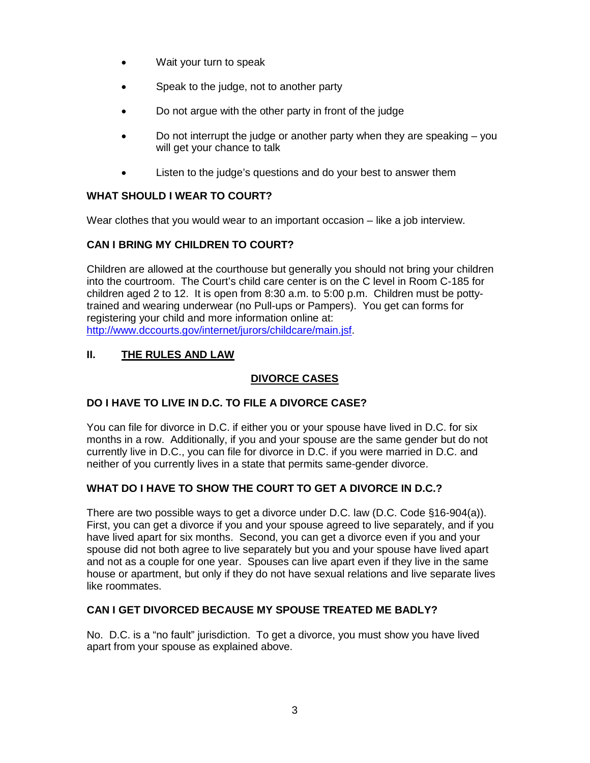- Wait your turn to speak
- Speak to the judge, not to another party
- Do not argue with the other party in front of the judge
- Do not interrupt the judge or another party when they are speaking – you will get your chance to talk
- Listen to the judge's questions and do your best to answer them

**WHAT SHOULD I WEAR TO COURT?**

Wear clothes that you would wear to an important occasion – like a job interview.

**CAN I BRING MY CHILDREN TO COURT?**

Children are allowed at the courthouse but generally you should not bring your children into the courtroom. The Court's child care center is on the C level in Room C-185 for children aged 2 to 12. It is open from 8:30 a.m. to 5:00 p.m. Children must be potty-trained and wearing underwear (no Pull-ups or Pampers). You get can forms for registering your child and more information online at: [http://www.dccourts.gov/internet/jurors/childcare/main.jsf](http://www.dccourts.gov/internet/jurors/childcare/main.jsf).

## II. THE RULES AND LAW

### DIVORCE CASES

**DO I HAVE TO LIVE IN D.C. TO FILE A DIVORCE CASE?**

You can file for divorce in D.C. if either you or your spouse have lived in D.C. for six months in a row. Additionally, if you and your spouse are the same gender but do not currently live in D.C., you can file for divorce in D.C. if you were married in D.C. and neither of you currently lives in a state that permits same-gender divorce.

**WHAT DO I HAVE TO SHOW THE COURT TO GET A DIVORCE IN D.C.?**

There are two possible ways to get a divorce under D.C. law (D.C. Code §16-904(a)). First, you can get a divorce if you and your spouse agreed to live separately, and if you have lived apart for six months. Second, you can get a divorce even if you and your spouse did not both agree to live separately but you and your spouse have lived apart and not as a couple for one year. Spouses can live apart even if they live in the same house or apartment, but only if they do not have sexual relations and live separate lives like roommates.

**CAN I GET DIVORCED BECAUSE MY SPOUSE TREATED ME BADLY?**

No. D.C. is a "no fault" jurisdiction. To get a divorce, you must show you have lived apart from your spouse as explained above.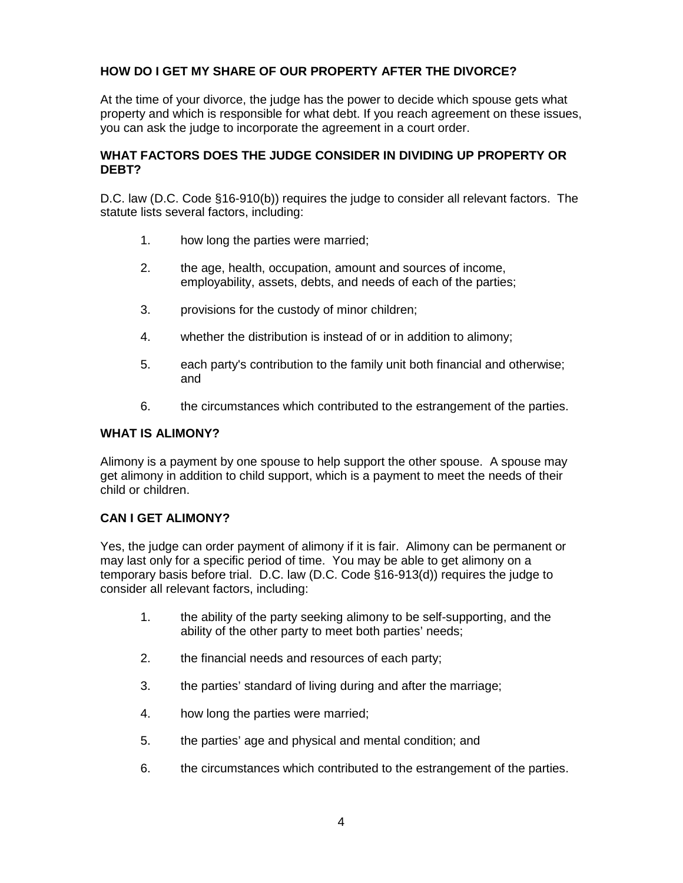### HOW DO I GET MY SHARE OF OUR PROPERTY AFTER THE DIVORCE?

At the time of your divorce, the judge has the power to decide which spouse gets what property and which is responsible for what debt. If you reach agreement on these issues, you can ask the judge to incorporate the agreement in a court order.

### WHAT FACTORS DOES THE JUDGE CONSIDER IN DIVIDING UP PROPERTY OR DEBT?

D.C. law (D.C. Code §16-910(b)) requires the judge to consider all relevant factors. The statute lists several factors, including:

1. how long the parties were married;
2. the age, health, occupation, amount and sources of income, employability, assets, debts, and needs of each of the parties;
3. provisions for the custody of minor children;
4. whether the distribution is instead of or in addition to alimony;
5. each party's contribution to the family unit both financial and otherwise; and
6. the circumstances which contributed to the estrangement of the parties.

### WHAT IS ALIMONY?

Alimony is a payment by one spouse to help support the other spouse. A spouse may get alimony in addition to child support, which is a payment to meet the needs of their child or children.

### CAN I GET ALIMONY?

Yes, the judge can order payment of alimony if it is fair. Alimony can be permanent or may last only for a specific period of time. You may be able to get alimony on a temporary basis before trial. D.C. law (D.C. Code §16-913(d)) requires the judge to consider all relevant factors, including:

1. the ability of the party seeking alimony to be self-supporting, and the ability of the other party to meet both parties' needs;
2. the financial needs and resources of each party;
3. the parties' standard of living during and after the marriage;
4. how long the parties were married;
5. the parties' age and physical and mental condition; and
6. the circumstances which contributed to the estrangement of the parties.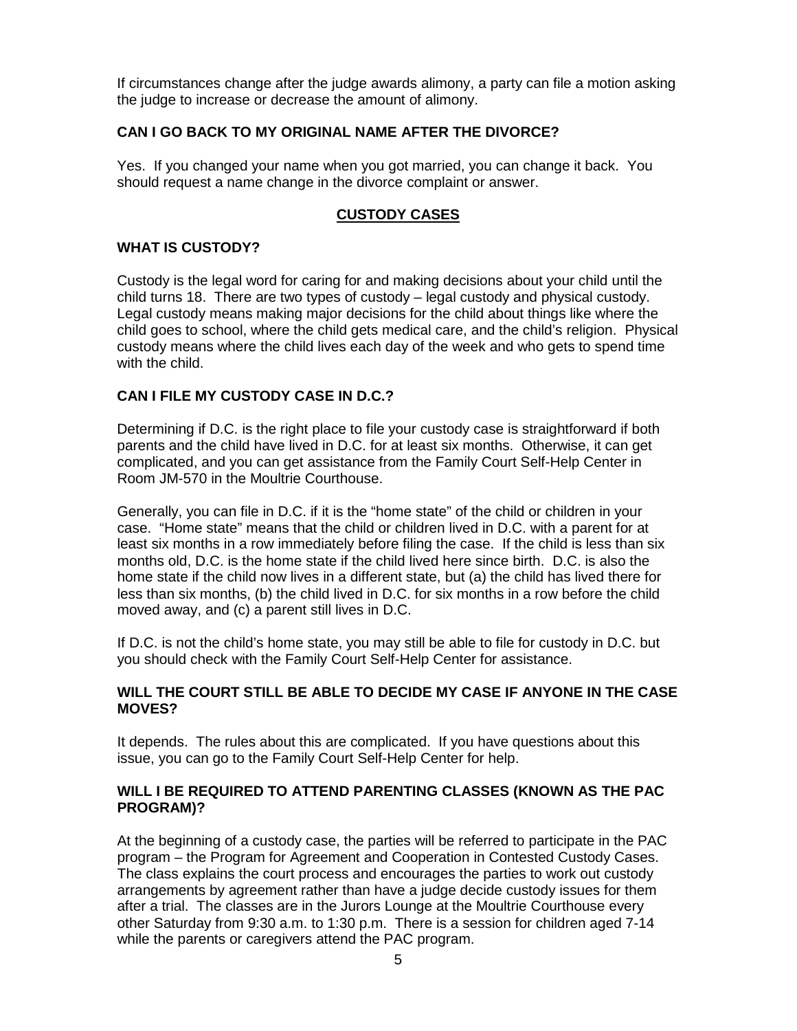If circumstances change after the judge awards alimony, a party can file a motion asking the judge to increase or decrease the amount of alimony.

### CAN I GO BACK TO MY ORIGINAL NAME AFTER THE DIVORCE?

Yes. If you changed your name when you got married, you can change it back. You should request a name change in the divorce complaint or answer.

## CUSTODY CASES

### WHAT IS CUSTODY?

Custody is the legal word for caring for and making decisions about your child until the child turns 18. There are two types of custody – legal custody and physical custody. Legal custody means making major decisions for the child about things like where the child goes to school, where the child gets medical care, and the child's religion. Physical custody means where the child lives each day of the week and who gets to spend time with the child.

### CAN I FILE MY CUSTODY CASE IN D.C.?

Determining if D.C. is the right place to file your custody case is straightforward if both parents and the child have lived in D.C. for at least six months. Otherwise, it can get complicated, and you can get assistance from the Family Court Self-Help Center in Room JM-570 in the Moultrie Courthouse.

Generally, you can file in D.C. if it is the "home state" of the child or children in your case. "Home state" means that the child or children lived in D.C. with a parent for at least six months in a row immediately before filing the case. If the child is less than six months old, D.C. is the home state if the child lived here since birth. D.C. is also the home state if the child now lives in a different state, but (a) the child has lived there for less than six months, (b) the child lived in D.C. for six months in a row before the child moved away, and (c) a parent still lives in D.C.

If D.C. is not the child's home state, you may still be able to file for custody in D.C. but you should check with the Family Court Self-Help Center for assistance.

### WILL THE COURT STILL BE ABLE TO DECIDE MY CASE IF ANYONE IN THE CASE MOVES?

It depends. The rules about this are complicated. If you have questions about this issue, you can go to the Family Court Self-Help Center for help.

### WILL I BE REQUIRED TO ATTEND PARENTING CLASSES (KNOWN AS THE PAC PROGRAM)?

At the beginning of a custody case, the parties will be referred to participate in the PAC program – the Program for Agreement and Cooperation in Contested Custody Cases. The class explains the court process and encourages the parties to work out custody arrangements by agreement rather than have a judge decide custody issues for them after a trial. The classes are in the Jurors Lounge at the Moultrie Courthouse every other Saturday from 9:30 a.m. to 1:30 p.m. There is a session for children aged 7-14 while the parents or caregivers attend the PAC program.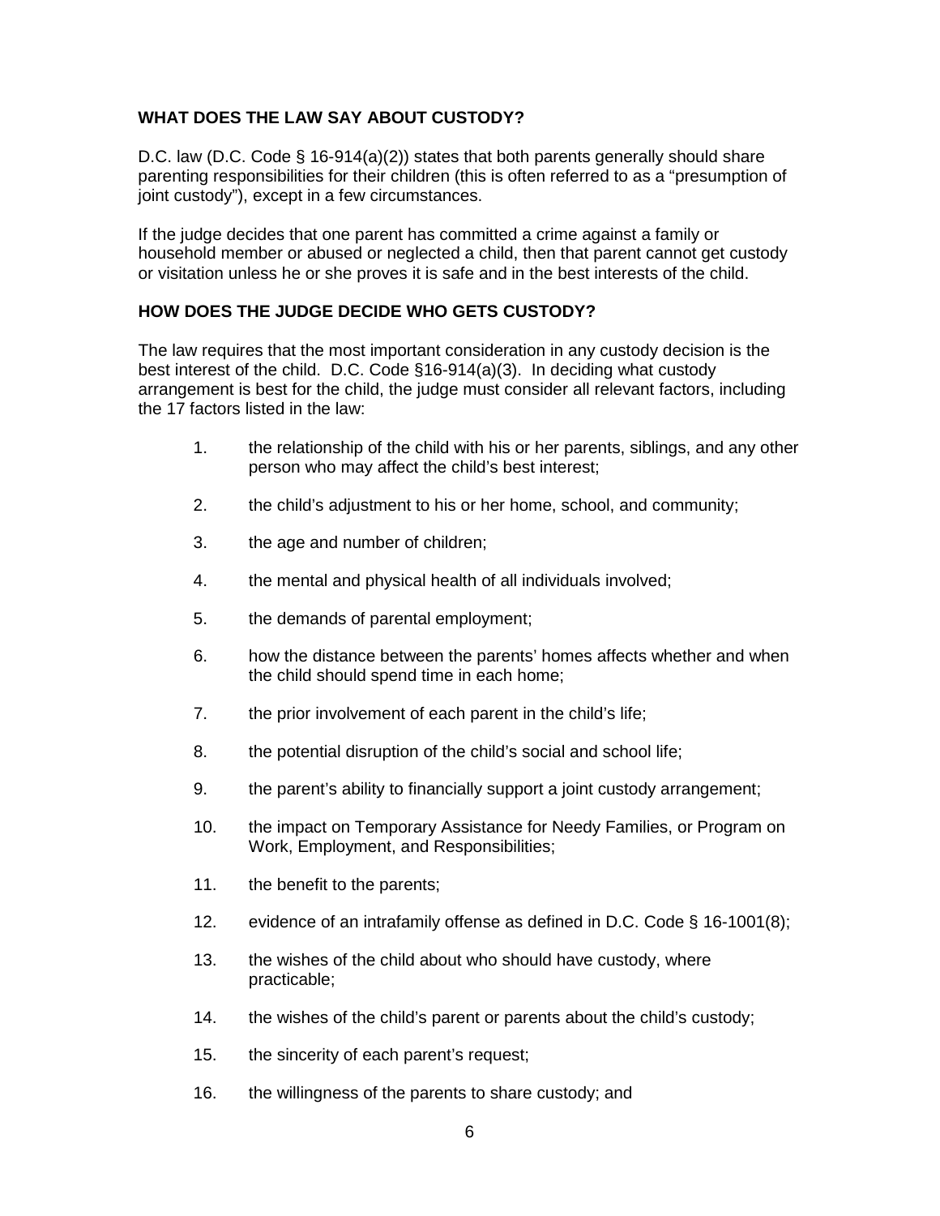### WHAT DOES THE LAW SAY ABOUT CUSTODY?

D.C. law (D.C. Code § 16-914(a)(2)) states that both parents generally should share parenting responsibilities for their children (this is often referred to as a "presumption of joint custody"), except in a few circumstances.

If the judge decides that one parent has committed a crime against a family or household member or abused or neglected a child, then that parent cannot get custody or visitation unless he or she proves it is safe and in the best interests of the child.

### HOW DOES THE JUDGE DECIDE WHO GETS CUSTODY?

The law requires that the most important consideration in any custody decision is the best interest of the child. D.C. Code §16-914(a)(3). In deciding what custody arrangement is best for the child, the judge must consider all relevant factors, including the 17 factors listed in the law:

1. the relationship of the child with his or her parents, siblings, and any other person who may affect the child's best interest;
2. the child's adjustment to his or her home, school, and community;
3. the age and number of children;
4. the mental and physical health of all individuals involved;
5. the demands of parental employment;
6. how the distance between the parents' homes affects whether and when the child should spend time in each home;
7. the prior involvement of each parent in the child's life;
8. the potential disruption of the child's social and school life;
9. the parent's ability to financially support a joint custody arrangement;
10. the impact on Temporary Assistance for Needy Families, or Program on Work, Employment, and Responsibilities;
11. the benefit to the parents;
12. evidence of an intrafamily offense as defined in D.C. Code § 16-1001(8);
13. the wishes of the child about who should have custody, where practicable;
14. the wishes of the child's parent or parents about the child's custody;
15. the sincerity of each parent's request;
16. the willingness of the parents to share custody; and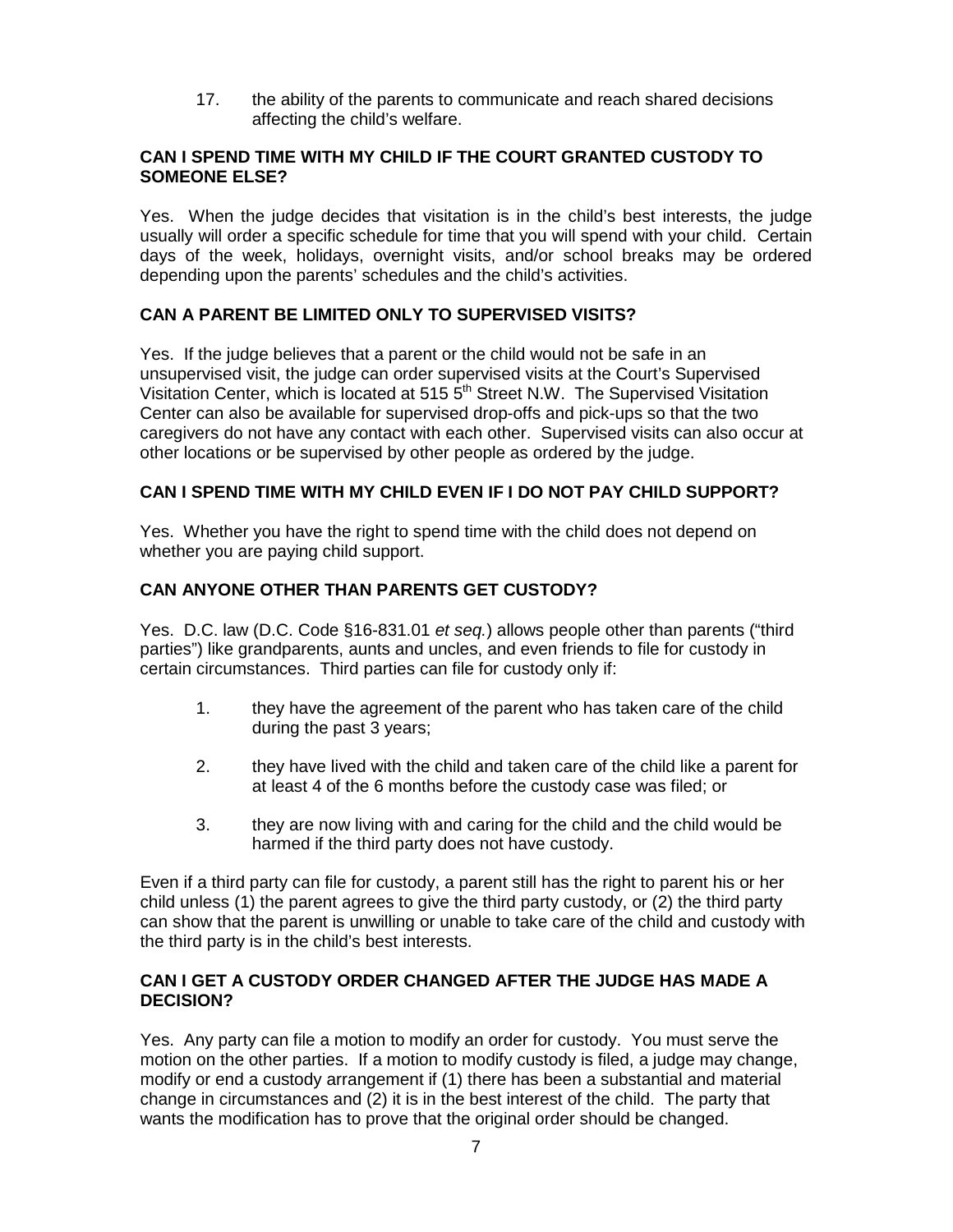17. the ability of the parents to communicate and reach shared decisions affecting the child's welfare.

**CAN I SPEND TIME WITH MY CHILD IF THE COURT GRANTED CUSTODY TO SOMEONE ELSE?**

Yes. When the judge decides that visitation is in the child's best interests, the judge usually will order a specific schedule for time that you will spend with your child. Certain days of the week, holidays, overnight visits, and/or school breaks may be ordered depending upon the parents' schedules and the child's activities.

**CAN A PARENT BE LIMITED ONLY TO SUPERVISED VISITS?**

Yes. If the judge believes that a parent or the child would not be safe in an unsupervised visit, the judge can order supervised visits at the Court's Supervised Visitation Center, which is located at 515 5th Street N.W. The Supervised Visitation Center can also be available for supervised drop-offs and pick-ups so that the two caregivers do not have any contact with each other. Supervised visits can also occur at other locations or be supervised by other people as ordered by the judge.

**CAN I SPEND TIME WITH MY CHILD EVEN IF I DO NOT PAY CHILD SUPPORT?**

Yes. Whether you have the right to spend time with the child does not depend on whether you are paying child support.

**CAN ANYONE OTHER THAN PARENTS GET CUSTODY?**

Yes. D.C. law (D.C. Code §16-831.01 *et seq.*) allows people other than parents ("third parties") like grandparents, aunts and uncles, and even friends to file for custody in certain circumstances. Third parties can file for custody only if:

1. they have the agreement of the parent who has taken care of the child during the past 3 years;

2. they have lived with the child and taken care of the child like a parent for at least 4 of the 6 months before the custody case was filed; or

3. they are now living with and caring for the child and the child would be harmed if the third party does not have custody.

Even if a third party can file for custody, a parent still has the right to parent his or her child unless (1) the parent agrees to give the third party custody, or (2) the third party can show that the parent is unwilling or unable to take care of the child and custody with the third party is in the child's best interests.

**CAN I GET A CUSTODY ORDER CHANGED AFTER THE JUDGE HAS MADE A DECISION?**

Yes. Any party can file a motion to modify an order for custody. You must serve the motion on the other parties. If a motion to modify custody is filed, a judge may change, modify or end a custody arrangement if (1) there has been a substantial and material change in circumstances and (2) it is in the best interest of the child. The party that wants the modification has to prove that the original order should be changed.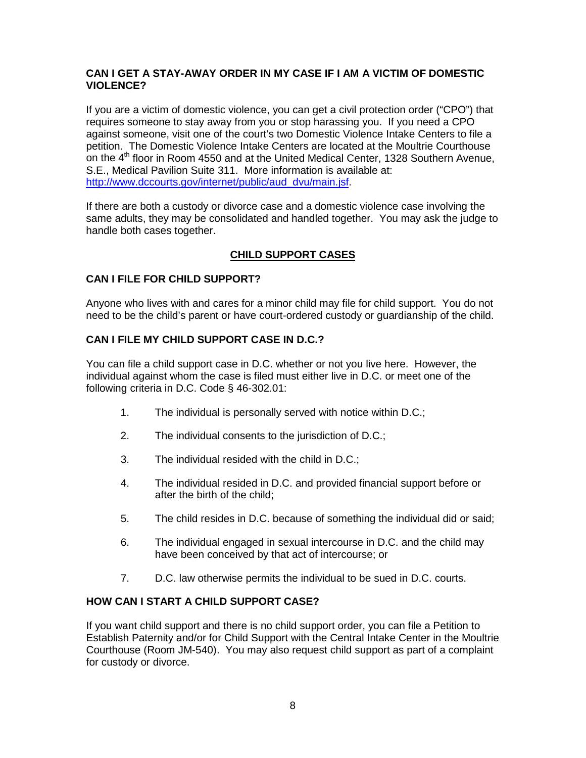### CAN I GET A STAY-AWAY ORDER IN MY CASE IF I AM A VICTIM OF DOMESTIC VIOLENCE?

If you are a victim of domestic violence, you can get a civil protection order ("CPO") that requires someone to stay away from you or stop harassing you. If you need a CPO against someone, visit one of the court's two Domestic Violence Intake Centers to file a petition. The Domestic Violence Intake Centers are located at the Moultrie Courthouse on the 4th floor in Room 4550 and at the United Medical Center, 1328 Southern Avenue, S.E., Medical Pavilion Suite 311. More information is available at: [http://www.dccourts.gov/internet/public/aud_dvu/main.jsf](http://www.dccourts.gov/internet/public/aud_dvu/main.jsf).

If there are both a custody or divorce case and a domestic violence case involving the same adults, they may be consolidated and handled together. You may ask the judge to handle both cases together.

## CHILD SUPPORT CASES

### CAN I FILE FOR CHILD SUPPORT?

Anyone who lives with and cares for a minor child may file for child support. You do not need to be the child's parent or have court-ordered custody or guardianship of the child.

### CAN I FILE MY CHILD SUPPORT CASE IN D.C.?

You can file a child support case in D.C. whether or not you live here. However, the individual against whom the case is filed must either live in D.C. or meet one of the following criteria in D.C. Code § 46-302.01:

1. The individual is personally served with notice within D.C.;
2. The individual consents to the jurisdiction of D.C.;
3. The individual resided with the child in D.C.;
4. The individual resided in D.C. and provided financial support before or after the birth of the child;
5. The child resides in D.C. because of something the individual did or said;
6. The individual engaged in sexual intercourse in D.C. and the child may have been conceived by that act of intercourse; or
7. D.C. law otherwise permits the individual to be sued in D.C. courts.

### HOW CAN I START A CHILD SUPPORT CASE?

If you want child support and there is no child support order, you can file a Petition to Establish Paternity and/or for Child Support with the Central Intake Center in the Moultrie Courthouse (Room JM-540). You may also request child support as part of a complaint for custody or divorce.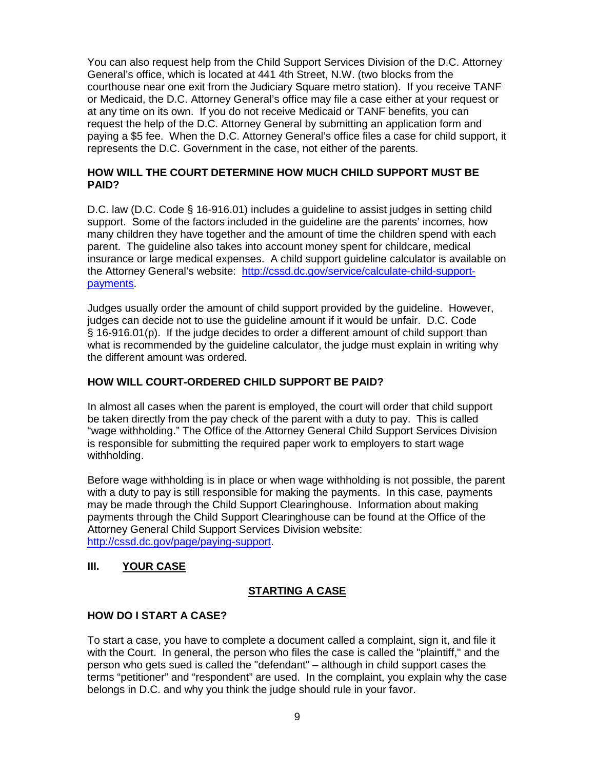You can also request help from the Child Support Services Division of the D.C. Attorney General's office, which is located at 441 4th Street, N.W. (two blocks from the courthouse near one exit from the Judiciary Square metro station). If you receive TANF or Medicaid, the D.C. Attorney General's office may file a case either at your request or at any time on its own. If you do not receive Medicaid or TANF benefits, you can request the help of the D.C. Attorney General by submitting an application form and paying a $5 fee. When the D.C. Attorney General's office files a case for child support, it represents the D.C. Government in the case, not either of the parents.

### HOW WILL THE COURT DETERMINE HOW MUCH CHILD SUPPORT MUST BE PAID?

D.C. law (D.C. Code § 16-916.01) includes a guideline to assist judges in setting child support. Some of the factors included in the guideline are the parents' incomes, how many children they have together and the amount of time the children spend with each parent. The guideline also takes into account money spent for childcare, medical insurance or large medical expenses. A child support guideline calculator is available on the Attorney General's website: [http://cssd.dc.gov/service/calculate-child-support-payments](http://cssd.dc.gov/service/calculate-child-support-payments).

Judges usually order the amount of child support provided by the guideline. However, judges can decide not to use the guideline amount if it would be unfair. D.C. Code § 16-916.01(p). If the judge decides to order a different amount of child support than what is recommended by the guideline calculator, the judge must explain in writing why the different amount was ordered.

### HOW WILL COURT-ORDERED CHILD SUPPORT BE PAID?

In almost all cases when the parent is employed, the court will order that child support be taken directly from the pay check of the parent with a duty to pay. This is called "wage withholding." The Office of the Attorney General Child Support Services Division is responsible for submitting the required paper work to employers to start wage withholding.

Before wage withholding is in place or when wage withholding is not possible, the parent with a duty to pay is still responsible for making the payments. In this case, payments may be made through the Child Support Clearinghouse. Information about making payments through the Child Support Clearinghouse can be found at the Office of the Attorney General Child Support Services Division website: [http://cssd.dc.gov/page/paying-support](http://cssd.dc.gov/page/paying-support).

## III. YOUR CASE

## STARTING A CASE

### HOW DO I START A CASE?

To start a case, you have to complete a document called a complaint, sign it, and file it with the Court. In general, the person who files the case is called the "plaintiff," and the person who gets sued is called the "defendant" – although in child support cases the terms "petitioner" and "respondent" are used. In the complaint, you explain why the case belongs in D.C. and why you think the judge should rule in your favor.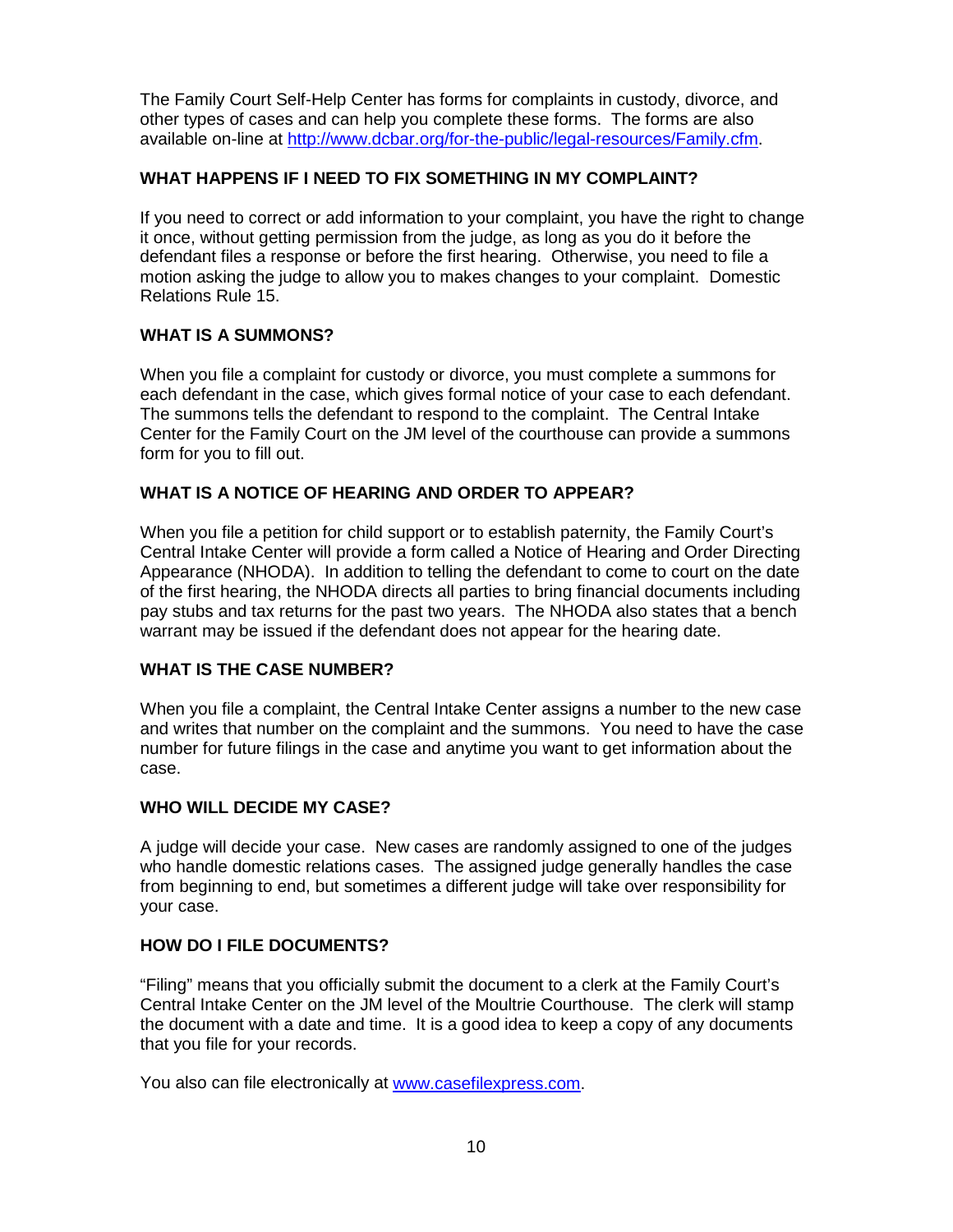The Family Court Self-Help Center has forms for complaints in custody, divorce, and other types of cases and can help you complete these forms. The forms are also available on-line at [http://www.dcbar.org/for-the-public/legal-resources/Family.cfm](http://www.dcbar.org/for-the-public/legal-resources/Family.cfm).

### WHAT HAPPENS IF I NEED TO FIX SOMETHING IN MY COMPLAINT?

If you need to correct or add information to your complaint, you have the right to change it once, without getting permission from the judge, as long as you do it before the defendant files a response or before the first hearing. Otherwise, you need to file a motion asking the judge to allow you to makes changes to your complaint. Domestic Relations Rule 15.

### WHAT IS A SUMMONS?

When you file a complaint for custody or divorce, you must complete a summons for each defendant in the case, which gives formal notice of your case to each defendant. The summons tells the defendant to respond to the complaint. The Central Intake Center for the Family Court on the JM level of the courthouse can provide a summons form for you to fill out.

### WHAT IS A NOTICE OF HEARING AND ORDER TO APPEAR?

When you file a petition for child support or to establish paternity, the Family Court's Central Intake Center will provide a form called a Notice of Hearing and Order Directing Appearance (NHODA). In addition to telling the defendant to come to court on the date of the first hearing, the NHODA directs all parties to bring financial documents including pay stubs and tax returns for the past two years. The NHODA also states that a bench warrant may be issued if the defendant does not appear for the hearing date.

### WHAT IS THE CASE NUMBER?

When you file a complaint, the Central Intake Center assigns a number to the new case and writes that number on the complaint and the summons. You need to have the case number for future filings in the case and anytime you want to get information about the case.

### WHO WILL DECIDE MY CASE?

A judge will decide your case. New cases are randomly assigned to one of the judges who handle domestic relations cases. The assigned judge generally handles the case from beginning to end, but sometimes a different judge will take over responsibility for your case.

### HOW DO I FILE DOCUMENTS?

"Filing" means that you officially submit the document to a clerk at the Family Court's Central Intake Center on the JM level of the Moultrie Courthouse. The clerk will stamp the document with a date and time. It is a good idea to keep a copy of any documents that you file for your records.

You also can file electronically at [www.casefilexpress.com](www.casefilexpress.com).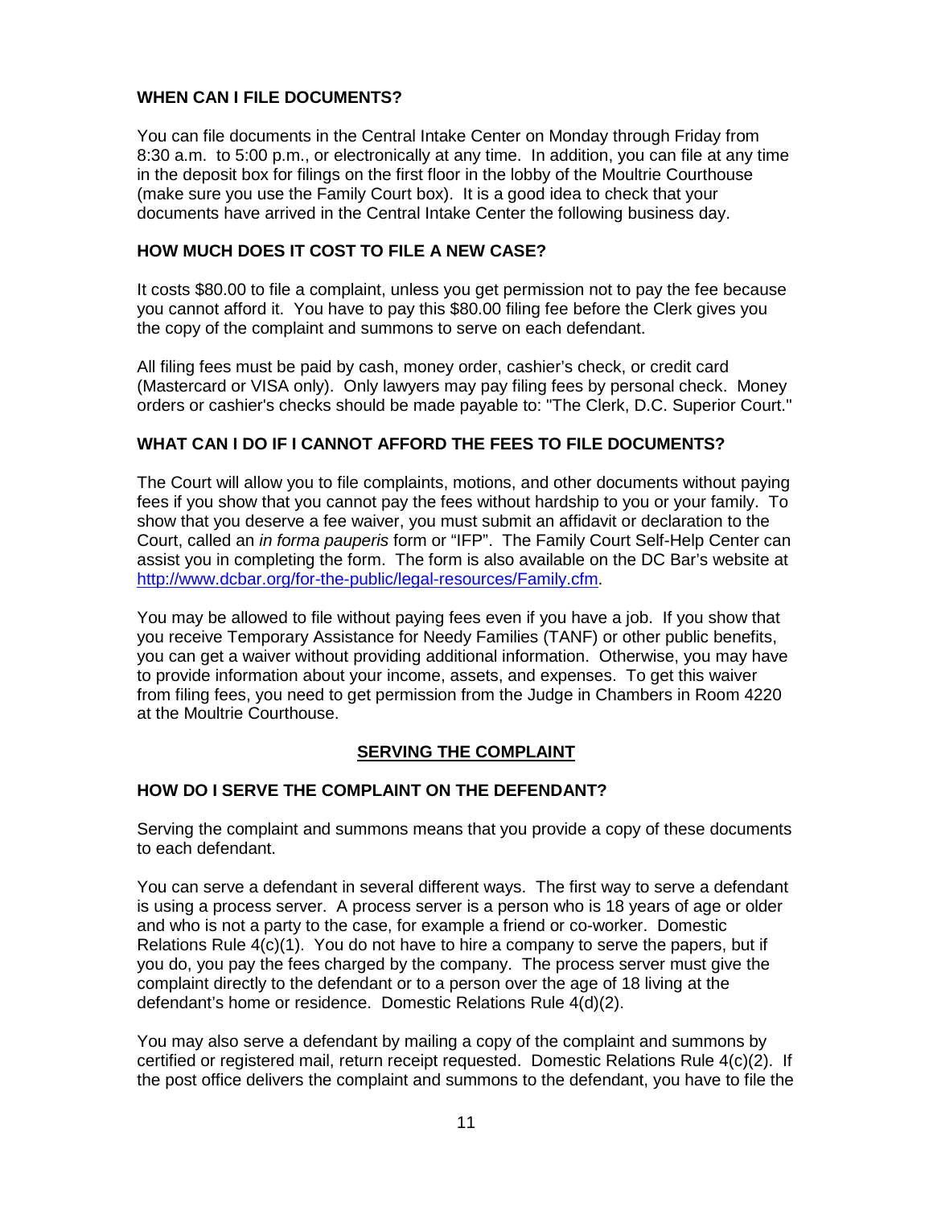### WHEN CAN I FILE DOCUMENTS?

You can file documents in the Central Intake Center on Monday through Friday from 8:30 a.m. to 5:00 p.m., or electronically at any time. In addition, you can file at any time in the deposit box for filings on the first floor in the lobby of the Moultrie Courthouse (make sure you use the Family Court box). It is a good idea to check that your documents have arrived in the Central Intake Center the following business day.

### HOW MUCH DOES IT COST TO FILE A NEW CASE?

It costs $80.00 to file a complaint, unless you get permission not to pay the fee because you cannot afford it. You have to pay this $80.00 filing fee before the Clerk gives you the copy of the complaint and summons to serve on each defendant.

All filing fees must be paid by cash, money order, cashier's check, or credit card (Mastercard or VISA only). Only lawyers may pay filing fees by personal check. Money orders or cashier's checks should be made payable to: "The Clerk, D.C. Superior Court."

### WHAT CAN I DO IF I CANNOT AFFORD THE FEES TO FILE DOCUMENTS?

The Court will allow you to file complaints, motions, and other documents without paying fees if you show that you cannot pay the fees without hardship to you or your family. To show that you deserve a fee waiver, you must submit an affidavit or declaration to the Court, called an *in forma pauperis* form or "IFP". The Family Court Self-Help Center can assist you in completing the form. The form is also available on the DC Bar's website at http://www.dcbar.org/for-the-public/legal-resources/Family.cfm.

You may be allowed to file without paying fees even if you have a job. If you show that you receive Temporary Assistance for Needy Families (TANF) or other public benefits, you can get a waiver without providing additional information. Otherwise, you may have to provide information about your income, assets, and expenses. To get this waiver from filing fees, you need to get permission from the Judge in Chambers in Room 4220 at the Moultrie Courthouse.

## SERVING THE COMPLAINT

### HOW DO I SERVE THE COMPLAINT ON THE DEFENDANT?

Serving the complaint and summons means that you provide a copy of these documents to each defendant.

You can serve a defendant in several different ways. The first way to serve a defendant is using a process server. A process server is a person who is 18 years of age or older and who is not a party to the case, for example a friend or co-worker. Domestic Relations Rule 4(c)(1). You do not have to hire a company to serve the papers, but if you do, you pay the fees charged by the company. The process server must give the complaint directly to the defendant or to a person over the age of 18 living at the defendant's home or residence. Domestic Relations Rule 4(d)(2).

You may also serve a defendant by mailing a copy of the complaint and summons by certified or registered mail, return receipt requested. Domestic Relations Rule 4(c)(2). If the post office delivers the complaint and summons to the defendant, you have to file the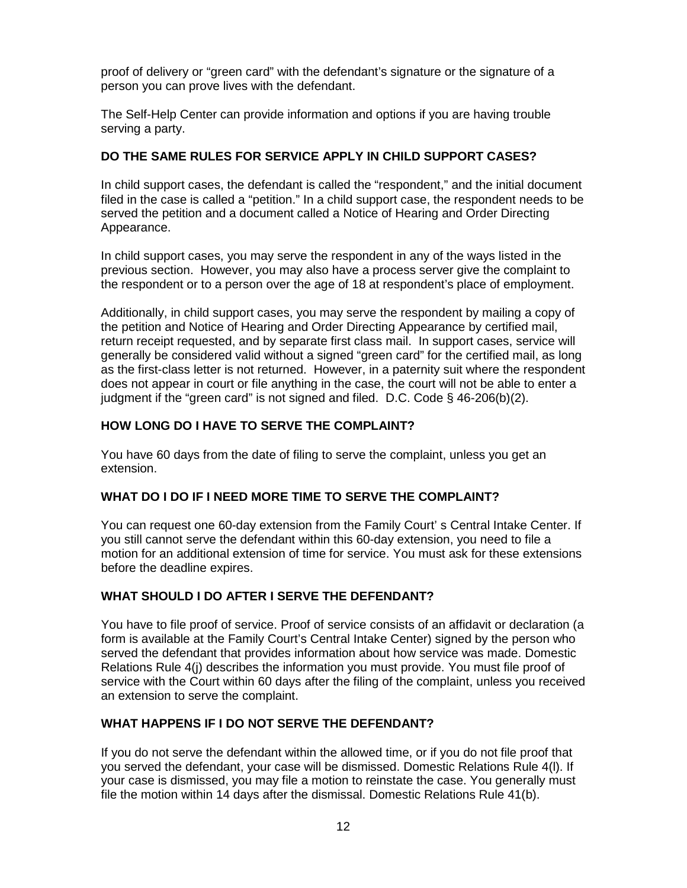proof of delivery or "green card" with the defendant's signature or the signature of a person you can prove lives with the defendant.

The Self-Help Center can provide information and options if you are having trouble serving a party.

### DO THE SAME RULES FOR SERVICE APPLY IN CHILD SUPPORT CASES?

In child support cases, the defendant is called the "respondent," and the initial document filed in the case is called a "petition." In a child support case, the respondent needs to be served the petition and a document called a Notice of Hearing and Order Directing Appearance.

In child support cases, you may serve the respondent in any of the ways listed in the previous section. However, you may also have a process server give the complaint to the respondent or to a person over the age of 18 at respondent's place of employment.

Additionally, in child support cases, you may serve the respondent by mailing a copy of the petition and Notice of Hearing and Order Directing Appearance by certified mail, return receipt requested, and by separate first class mail. In support cases, service will generally be considered valid without a signed "green card" for the certified mail, as long as the first-class letter is not returned. However, in a paternity suit where the respondent does not appear in court or file anything in the case, the court will not be able to enter a judgment if the "green card" is not signed and filed. D.C. Code § 46-206(b)(2).

### HOW LONG DO I HAVE TO SERVE THE COMPLAINT?

You have 60 days from the date of filing to serve the complaint, unless you get an extension.

### WHAT DO I DO IF I NEED MORE TIME TO SERVE THE COMPLAINT?

You can request one 60-day extension from the Family Court' s Central Intake Center. If you still cannot serve the defendant within this 60-day extension, you need to file a motion for an additional extension of time for service. You must ask for these extensions before the deadline expires.

### WHAT SHOULD I DO AFTER I SERVE THE DEFENDANT?

You have to file proof of service. Proof of service consists of an affidavit or declaration (a form is available at the Family Court's Central Intake Center) signed by the person who served the defendant that provides information about how service was made. Domestic Relations Rule 4(j) describes the information you must provide. You must file proof of service with the Court within 60 days after the filing of the complaint, unless you received an extension to serve the complaint.

### WHAT HAPPENS IF I DO NOT SERVE THE DEFENDANT?

If you do not serve the defendant within the allowed time, or if you do not file proof that you served the defendant, your case will be dismissed. Domestic Relations Rule 4(l). If your case is dismissed, you may file a motion to reinstate the case. You generally must file the motion within 14 days after the dismissal. Domestic Relations Rule 41(b).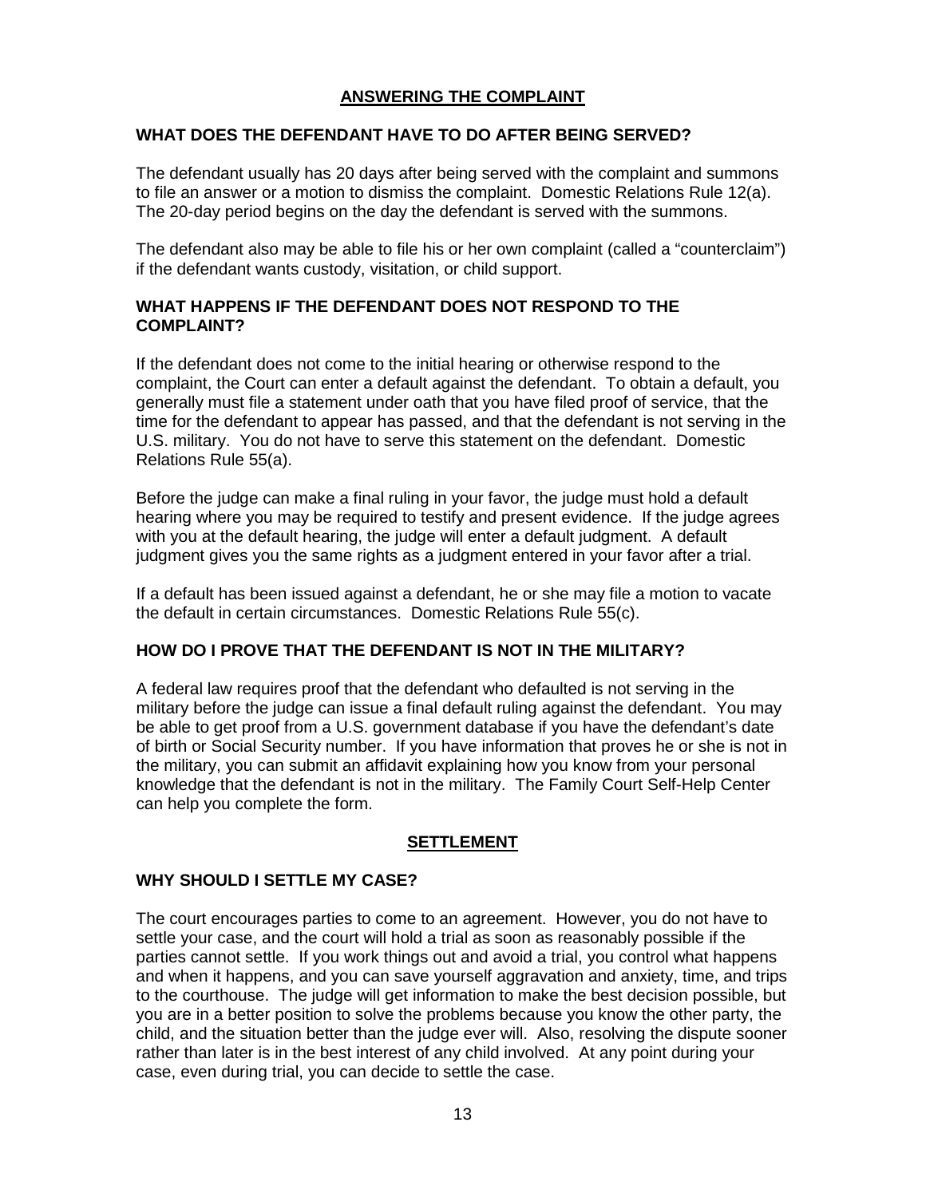## ANSWERING THE COMPLAINT

### WHAT DOES THE DEFENDANT HAVE TO DO AFTER BEING SERVED?

The defendant usually has 20 days after being served with the complaint and summons to file an answer or a motion to dismiss the complaint. Domestic Relations Rule 12(a). The 20-day period begins on the day the defendant is served with the summons.

The defendant also may be able to file his or her own complaint (called a "counterclaim") if the defendant wants custody, visitation, or child support.

### WHAT HAPPENS IF THE DEFENDANT DOES NOT RESPOND TO THE COMPLAINT?

If the defendant does not come to the initial hearing or otherwise respond to the complaint, the Court can enter a default against the defendant. To obtain a default, you generally must file a statement under oath that you have filed proof of service, that the time for the defendant to appear has passed, and that the defendant is not serving in the U.S. military. You do not have to serve this statement on the defendant. Domestic Relations Rule 55(a).

Before the judge can make a final ruling in your favor, the judge must hold a default hearing where you may be required to testify and present evidence. If the judge agrees with you at the default hearing, the judge will enter a default judgment. A default judgment gives you the same rights as a judgment entered in your favor after a trial.

If a default has been issued against a defendant, he or she may file a motion to vacate the default in certain circumstances. Domestic Relations Rule 55(c).

### HOW DO I PROVE THAT THE DEFENDANT IS NOT IN THE MILITARY?

A federal law requires proof that the defendant who defaulted is not serving in the military before the judge can issue a final default ruling against the defendant. You may be able to get proof from a U.S. government database if you have the defendant's date of birth or Social Security number. If you have information that proves he or she is not in the military, you can submit an affidavit explaining how you know from your personal knowledge that the defendant is not in the military. The Family Court Self-Help Center can help you complete the form.

## SETTLEMENT

### WHY SHOULD I SETTLE MY CASE?

The court encourages parties to come to an agreement. However, you do not have to settle your case, and the court will hold a trial as soon as reasonably possible if the parties cannot settle. If you work things out and avoid a trial, you control what happens and when it happens, and you can save yourself aggravation and anxiety, time, and trips to the courthouse. The judge will get information to make the best decision possible, but you are in a better position to solve the problems because you know the other party, the child, and the situation better than the judge ever will. Also, resolving the dispute sooner rather than later is in the best interest of any child involved. At any point during your case, even during trial, you can decide to settle the case.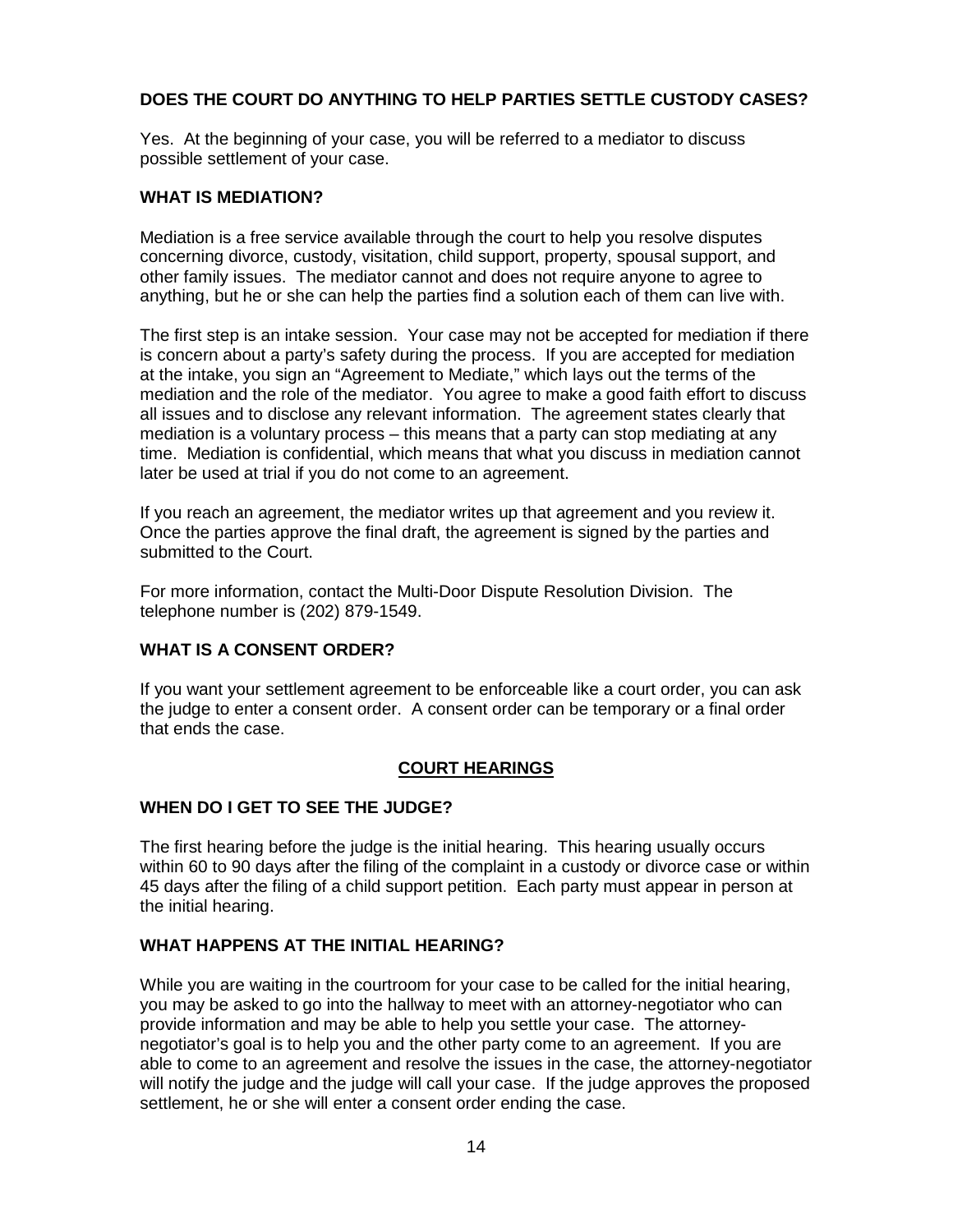### DOES THE COURT DO ANYTHING TO HELP PARTIES SETTLE CUSTODY CASES?

Yes. At the beginning of your case, you will be referred to a mediator to discuss possible settlement of your case.

### WHAT IS MEDIATION?

Mediation is a free service available through the court to help you resolve disputes concerning divorce, custody, visitation, child support, property, spousal support, and other family issues. The mediator cannot and does not require anyone to agree to anything, but he or she can help the parties find a solution each of them can live with.

The first step is an intake session. Your case may not be accepted for mediation if there is concern about a party's safety during the process. If you are accepted for mediation at the intake, you sign an "Agreement to Mediate," which lays out the terms of the mediation and the role of the mediator. You agree to make a good faith effort to discuss all issues and to disclose any relevant information. The agreement states clearly that mediation is a voluntary process – this means that a party can stop mediating at any time. Mediation is confidential, which means that what you discuss in mediation cannot later be used at trial if you do not come to an agreement.

If you reach an agreement, the mediator writes up that agreement and you review it. Once the parties approve the final draft, the agreement is signed by the parties and submitted to the Court.

For more information, contact the Multi-Door Dispute Resolution Division. The telephone number is (202) 879-1549.

### WHAT IS A CONSENT ORDER?

If you want your settlement agreement to be enforceable like a court order, you can ask the judge to enter a consent order. A consent order can be temporary or a final order that ends the case.

## COURT HEARINGS

### WHEN DO I GET TO SEE THE JUDGE?

The first hearing before the judge is the initial hearing. This hearing usually occurs within 60 to 90 days after the filing of the complaint in a custody or divorce case or within 45 days after the filing of a child support petition. Each party must appear in person at the initial hearing.

### WHAT HAPPENS AT THE INITIAL HEARING?

While you are waiting in the courtroom for your case to be called for the initial hearing, you may be asked to go into the hallway to meet with an attorney-negotiator who can provide information and may be able to help you settle your case. The attorney-negotiator's goal is to help you and the other party come to an agreement. If you are able to come to an agreement and resolve the issues in the case, the attorney-negotiator will notify the judge and the judge will call your case. If the judge approves the proposed settlement, he or she will enter a consent order ending the case.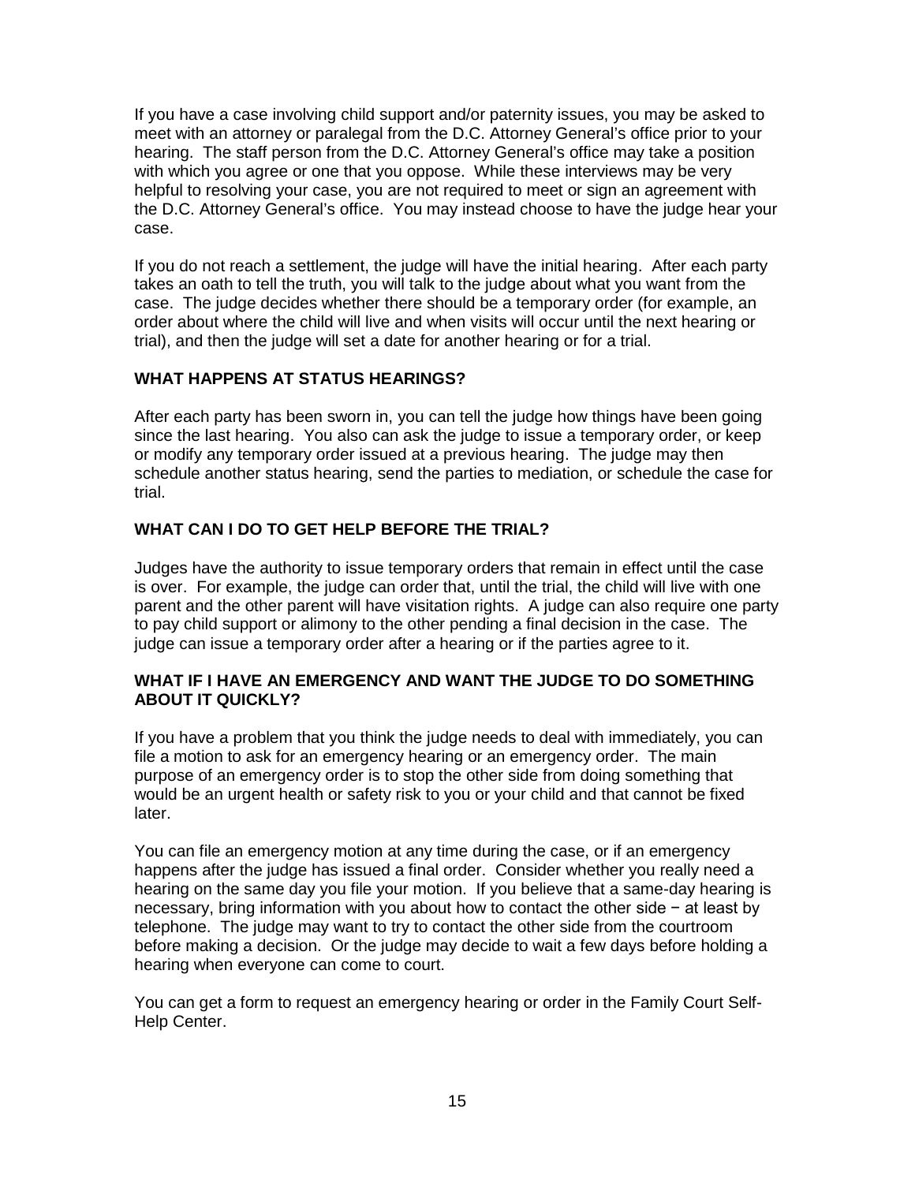If you have a case involving child support and/or paternity issues, you may be asked to meet with an attorney or paralegal from the D.C. Attorney General's office prior to your hearing. The staff person from the D.C. Attorney General's office may take a position with which you agree or one that you oppose. While these interviews may be very helpful to resolving your case, you are not required to meet or sign an agreement with the D.C. Attorney General's office. You may instead choose to have the judge hear your case.

If you do not reach a settlement, the judge will have the initial hearing. After each party takes an oath to tell the truth, you will talk to the judge about what you want from the case. The judge decides whether there should be a temporary order (for example, an order about where the child will live and when visits will occur until the next hearing or trial), and then the judge will set a date for another hearing or for a trial.

**WHAT HAPPENS AT STATUS HEARINGS?**

After each party has been sworn in, you can tell the judge how things have been going since the last hearing. You also can ask the judge to issue a temporary order, or keep or modify any temporary order issued at a previous hearing. The judge may then schedule another status hearing, send the parties to mediation, or schedule the case for trial.

**WHAT CAN I DO TO GET HELP BEFORE THE TRIAL?**

Judges have the authority to issue temporary orders that remain in effect until the case is over. For example, the judge can order that, until the trial, the child will live with one parent and the other parent will have visitation rights. A judge can also require one party to pay child support or alimony to the other pending a final decision in the case. The judge can issue a temporary order after a hearing or if the parties agree to it.

**WHAT IF I HAVE AN EMERGENCY AND WANT THE JUDGE TO DO SOMETHING ABOUT IT QUICKLY?**

If you have a problem that you think the judge needs to deal with immediately, you can file a motion to ask for an emergency hearing or an emergency order. The main purpose of an emergency order is to stop the other side from doing something that would be an urgent health or safety risk to you or your child and that cannot be fixed later.

You can file an emergency motion at any time during the case, or if an emergency happens after the judge has issued a final order. Consider whether you really need a hearing on the same day you file your motion. If you believe that a same-day hearing is necessary, bring information with you about how to contact the other side − at least by telephone. The judge may want to try to contact the other side from the courtroom before making a decision. Or the judge may decide to wait a few days before holding a hearing when everyone can come to court.

You can get a form to request an emergency hearing or order in the Family Court Self-Help Center.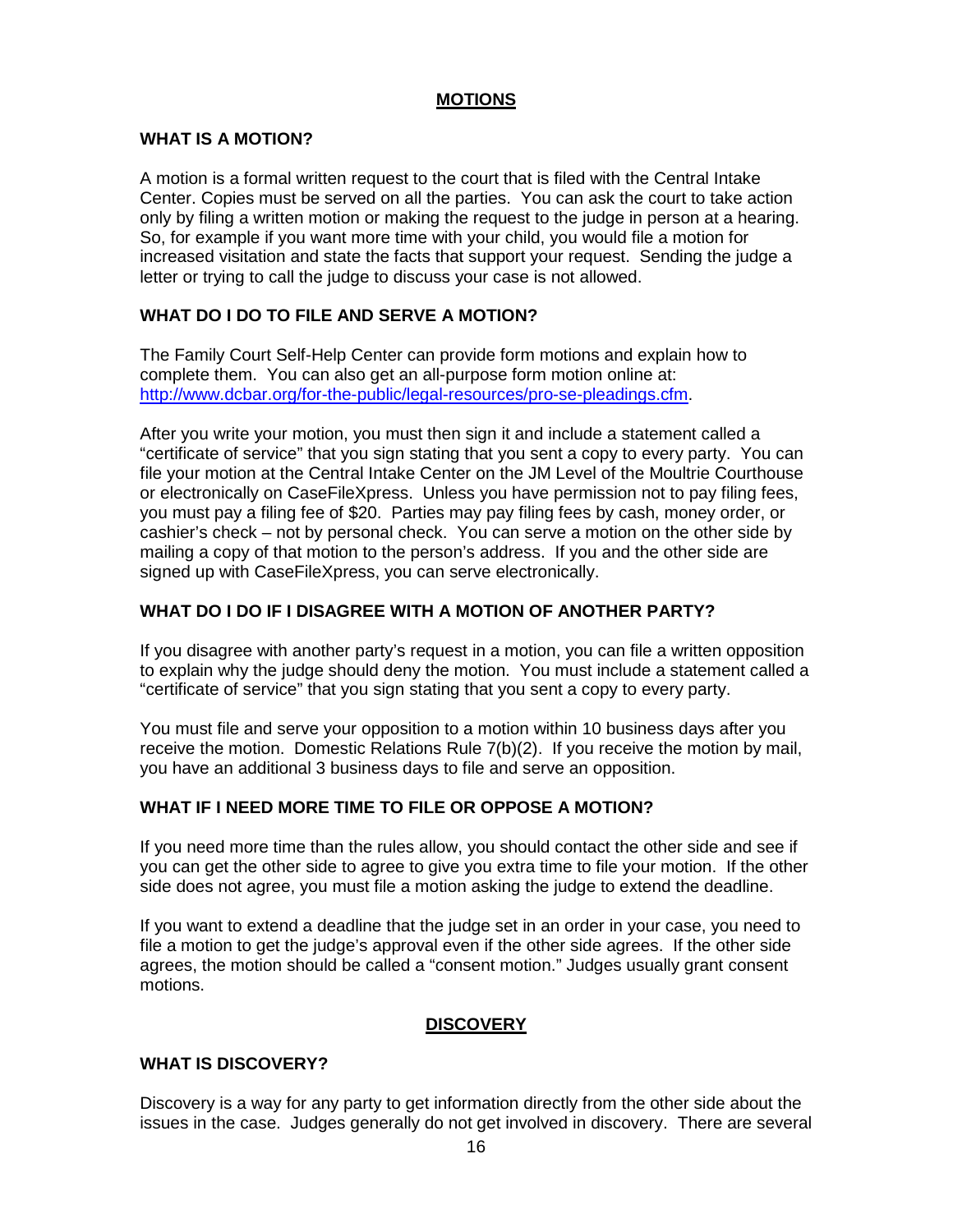## MOTIONS

### WHAT IS A MOTION?

A motion is a formal written request to the court that is filed with the Central Intake Center. Copies must be served on all the parties. You can ask the court to take action only by filing a written motion or making the request to the judge in person at a hearing. So, for example if you want more time with your child, you would file a motion for increased visitation and state the facts that support your request. Sending the judge a letter or trying to call the judge to discuss your case is not allowed.

### WHAT DO I DO TO FILE AND SERVE A MOTION?

The Family Court Self-Help Center can provide form motions and explain how to complete them. You can also get an all-purpose form motion online at: http://www.dcbar.org/for-the-public/legal-resources/pro-se-pleadings.cfm.

After you write your motion, you must then sign it and include a statement called a "certificate of service" that you sign stating that you sent a copy to every party. You can file your motion at the Central Intake Center on the JM Level of the Moultrie Courthouse or electronically on CaseFileXpress. Unless you have permission not to pay filing fees, you must pay a filing fee of $20. Parties may pay filing fees by cash, money order, or cashier's check – not by personal check. You can serve a motion on the other side by mailing a copy of that motion to the person's address. If you and the other side are signed up with CaseFileXpress, you can serve electronically.

### WHAT DO I DO IF I DISAGREE WITH A MOTION OF ANOTHER PARTY?

If you disagree with another party's request in a motion, you can file a written opposition to explain why the judge should deny the motion. You must include a statement called a "certificate of service" that you sign stating that you sent a copy to every party.

You must file and serve your opposition to a motion within 10 business days after you receive the motion. Domestic Relations Rule 7(b)(2). If you receive the motion by mail, you have an additional 3 business days to file and serve an opposition.

### WHAT IF I NEED MORE TIME TO FILE OR OPPOSE A MOTION?

If you need more time than the rules allow, you should contact the other side and see if you can get the other side to agree to give you extra time to file your motion. If the other side does not agree, you must file a motion asking the judge to extend the deadline.

If you want to extend a deadline that the judge set in an order in your case, you need to file a motion to get the judge's approval even if the other side agrees. If the other side agrees, the motion should be called a "consent motion." Judges usually grant consent motions.

## DISCOVERY

### WHAT IS DISCOVERY?

Discovery is a way for any party to get information directly from the other side about the issues in the case. Judges generally do not get involved in discovery. There are several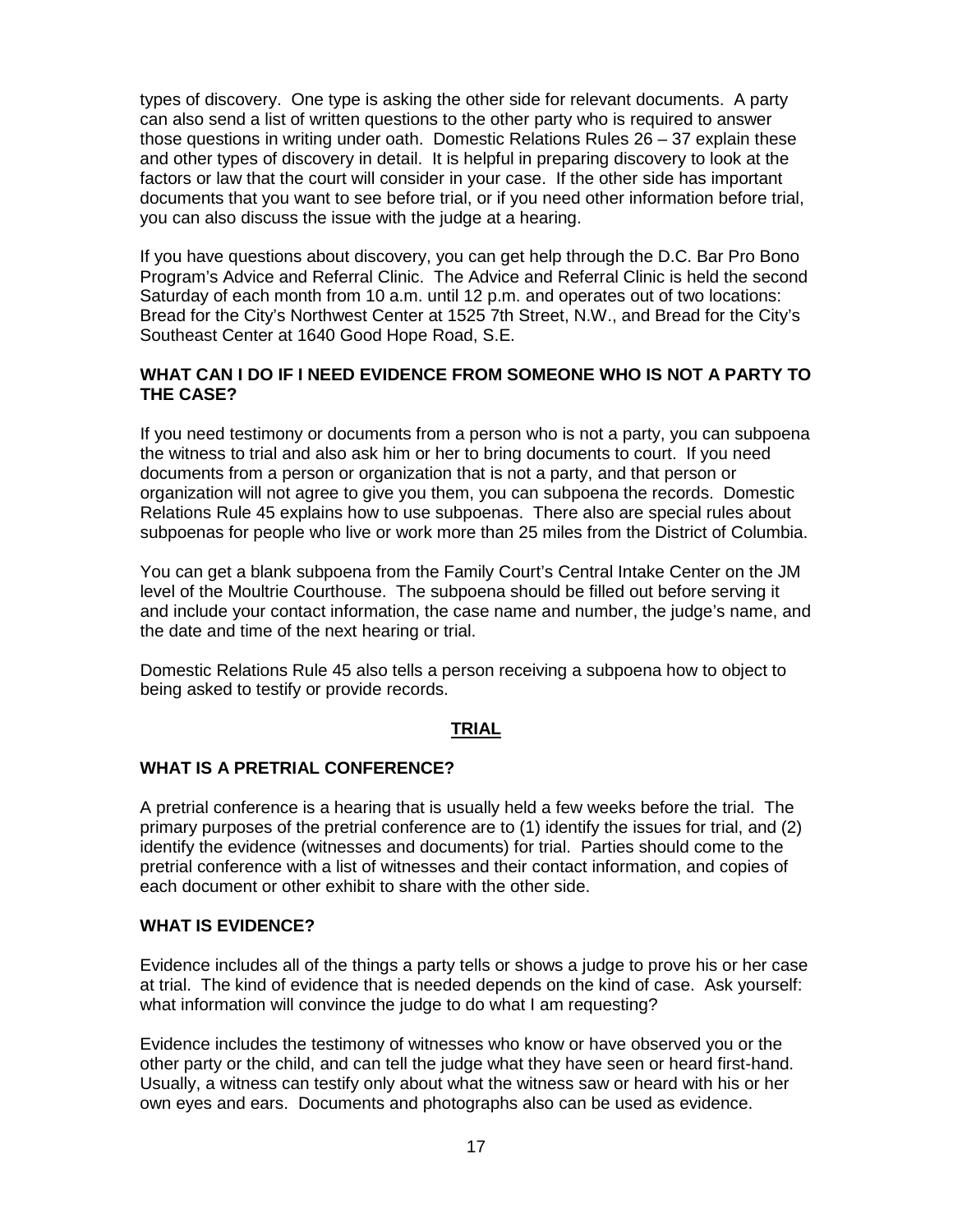types of discovery. One type is asking the other side for relevant documents. A party can also send a list of written questions to the other party who is required to answer those questions in writing under oath. Domestic Relations Rules 26 – 37 explain these and other types of discovery in detail. It is helpful in preparing discovery to look at the factors or law that the court will consider in your case. If the other side has important documents that you want to see before trial, or if you need other information before trial, you can also discuss the issue with the judge at a hearing.

If you have questions about discovery, you can get help through the D.C. Bar Pro Bono Program's Advice and Referral Clinic. The Advice and Referral Clinic is held the second Saturday of each month from 10 a.m. until 12 p.m. and operates out of two locations: Bread for the City's Northwest Center at 1525 7th Street, N.W., and Bread for the City's Southeast Center at 1640 Good Hope Road, S.E.

### WHAT CAN I DO IF I NEED EVIDENCE FROM SOMEONE WHO IS NOT A PARTY TO THE CASE?

If you need testimony or documents from a person who is not a party, you can subpoena the witness to trial and also ask him or her to bring documents to court. If you need documents from a person or organization that is not a party, and that person or organization will not agree to give you them, you can subpoena the records. Domestic Relations Rule 45 explains how to use subpoenas. There also are special rules about subpoenas for people who live or work more than 25 miles from the District of Columbia.

You can get a blank subpoena from the Family Court's Central Intake Center on the JM level of the Moultrie Courthouse. The subpoena should be filled out before serving it and include your contact information, the case name and number, the judge's name, and the date and time of the next hearing or trial.

Domestic Relations Rule 45 also tells a person receiving a subpoena how to object to being asked to testify or provide records.

## TRIAL

### WHAT IS A PRETRIAL CONFERENCE?

A pretrial conference is a hearing that is usually held a few weeks before the trial. The primary purposes of the pretrial conference are to (1) identify the issues for trial, and (2) identify the evidence (witnesses and documents) for trial. Parties should come to the pretrial conference with a list of witnesses and their contact information, and copies of each document or other exhibit to share with the other side.

### WHAT IS EVIDENCE?

Evidence includes all of the things a party tells or shows a judge to prove his or her case at trial. The kind of evidence that is needed depends on the kind of case. Ask yourself: what information will convince the judge to do what I am requesting?

Evidence includes the testimony of witnesses who know or have observed you or the other party or the child, and can tell the judge what they have seen or heard first-hand. Usually, a witness can testify only about what the witness saw or heard with his or her own eyes and ears. Documents and photographs also can be used as evidence.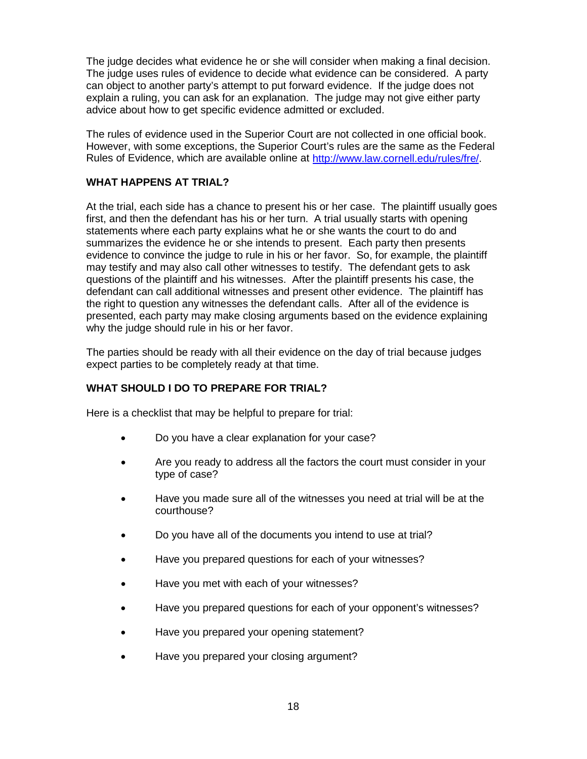The judge decides what evidence he or she will consider when making a final decision. The judge uses rules of evidence to decide what evidence can be considered. A party can object to another party's attempt to put forward evidence. If the judge does not explain a ruling, you can ask for an explanation. The judge may not give either party advice about how to get specific evidence admitted or excluded.

The rules of evidence used in the Superior Court are not collected in one official book. However, with some exceptions, the Superior Court's rules are the same as the Federal Rules of Evidence, which are available online at http://www.law.cornell.edu/rules/fre/.

## WHAT HAPPENS AT TRIAL?

At the trial, each side has a chance to present his or her case. The plaintiff usually goes first, and then the defendant has his or her turn. A trial usually starts with opening statements where each party explains what he or she wants the court to do and summarizes the evidence he or she intends to present. Each party then presents evidence to convince the judge to rule in his or her favor. So, for example, the plaintiff may testify and may also call other witnesses to testify. The defendant gets to ask questions of the plaintiff and his witnesses. After the plaintiff presents his case, the defendant can call additional witnesses and present other evidence. The plaintiff has the right to question any witnesses the defendant calls. After all of the evidence is presented, each party may make closing arguments based on the evidence explaining why the judge should rule in his or her favor.

The parties should be ready with all their evidence on the day of trial because judges expect parties to be completely ready at that time.

## WHAT SHOULD I DO TO PREPARE FOR TRIAL?

Here is a checklist that may be helpful to prepare for trial:

- Do you have a clear explanation for your case?
- Are you ready to address all the factors the court must consider in your type of case?
- Have you made sure all of the witnesses you need at trial will be at the courthouse?
- Do you have all of the documents you intend to use at trial?
- Have you prepared questions for each of your witnesses?
- Have you met with each of your witnesses?
- Have you prepared questions for each of your opponent's witnesses?
- Have you prepared your opening statement?
- Have you prepared your closing argument?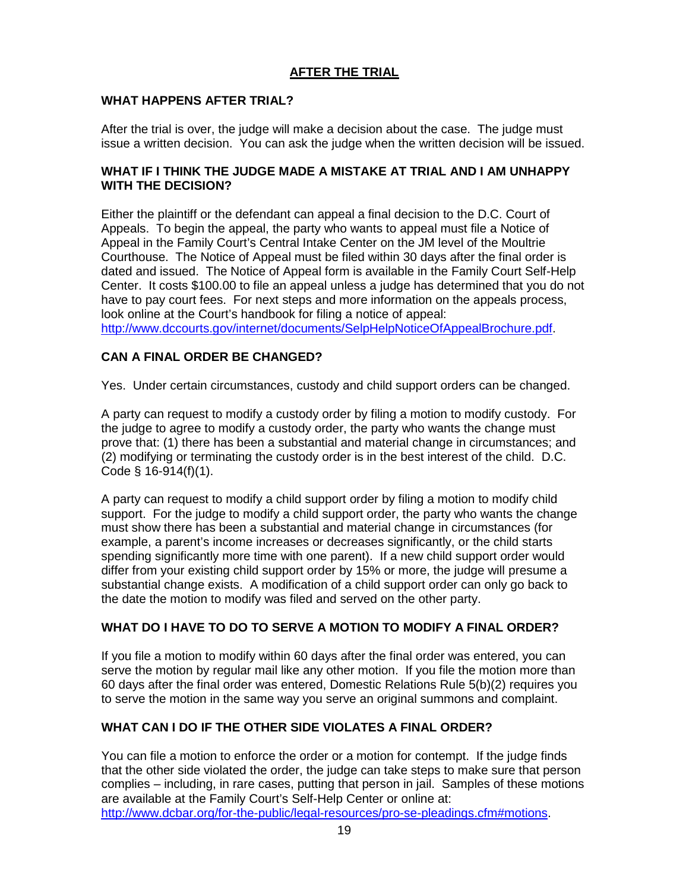## AFTER THE TRIAL

### WHAT HAPPENS AFTER TRIAL?

After the trial is over, the judge will make a decision about the case. The judge must issue a written decision. You can ask the judge when the written decision will be issued.

### WHAT IF I THINK THE JUDGE MADE A MISTAKE AT TRIAL AND I AM UNHAPPY WITH THE DECISION?

Either the plaintiff or the defendant can appeal a final decision to the D.C. Court of Appeals. To begin the appeal, the party who wants to appeal must file a Notice of Appeal in the Family Court's Central Intake Center on the JM level of the Moultrie Courthouse. The Notice of Appeal must be filed within 30 days after the final order is dated and issued. The Notice of Appeal form is available in the Family Court Self-Help Center. It costs $100.00 to file an appeal unless a judge has determined that you do not have to pay court fees. For next steps and more information on the appeals process, look online at the Court's handbook for filing a notice of appeal: [http://www.dccourts.gov/internet/documents/SelpHelpNoticeOfAppealBrochure.pdf](http://www.dccourts.gov/internet/documents/SelpHelpNoticeOfAppealBrochure.pdf).

### CAN A FINAL ORDER BE CHANGED?

Yes. Under certain circumstances, custody and child support orders can be changed.

A party can request to modify a custody order by filing a motion to modify custody. For the judge to agree to modify a custody order, the party who wants the change must prove that: (1) there has been a substantial and material change in circumstances; and (2) modifying or terminating the custody order is in the best interest of the child. D.C. Code § 16-914(f)(1).

A party can request to modify a child support order by filing a motion to modify child support. For the judge to modify a child support order, the party who wants the change must show there has been a substantial and material change in circumstances (for example, a parent's income increases or decreases significantly, or the child starts spending significantly more time with one parent). If a new child support order would differ from your existing child support order by 15% or more, the judge will presume a substantial change exists. A modification of a child support order can only go back to the date the motion to modify was filed and served on the other party.

### WHAT DO I HAVE TO DO TO SERVE A MOTION TO MODIFY A FINAL ORDER?

If you file a motion to modify within 60 days after the final order was entered, you can serve the motion by regular mail like any other motion. If you file the motion more than 60 days after the final order was entered, Domestic Relations Rule 5(b)(2) requires you to serve the motion in the same way you serve an original summons and complaint.

### WHAT CAN I DO IF THE OTHER SIDE VIOLATES A FINAL ORDER?

You can file a motion to enforce the order or a motion for contempt. If the judge finds that the other side violated the order, the judge can take steps to make sure that person complies – including, in rare cases, putting that person in jail. Samples of these motions are available at the Family Court's Self-Help Center or online at: [http://www.dcbar.org/for-the-public/legal-resources/pro-se-pleadings.cfm#motions](http://www.dcbar.org/for-the-public/legal-resources/pro-se-pleadings.cfm#motions).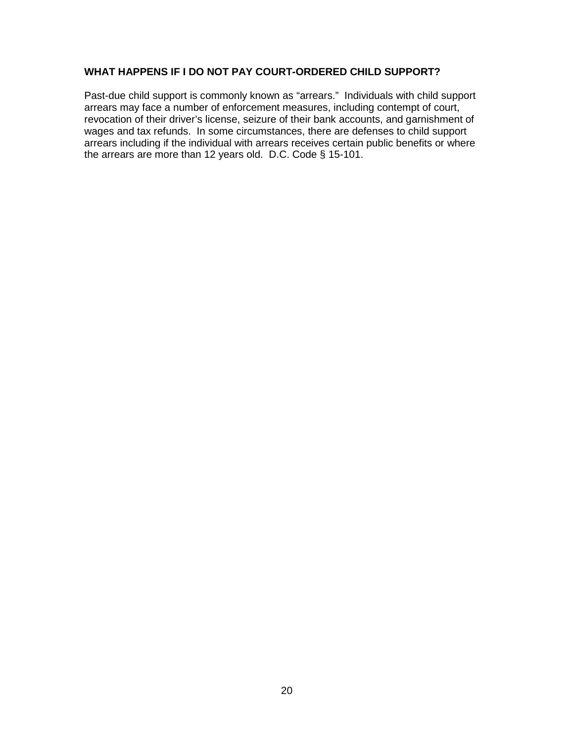### WHAT HAPPENS IF I DO NOT PAY COURT-ORDERED CHILD SUPPORT?

Past-due child support is commonly known as "arrears." Individuals with child support arrears may face a number of enforcement measures, including contempt of court, revocation of their driver's license, seizure of their bank accounts, and garnishment of wages and tax refunds. In some circumstances, there are defenses to child support arrears including if the individual with arrears receives certain public benefits or where the arrears are more than 12 years old. D.C. Code § 15-101.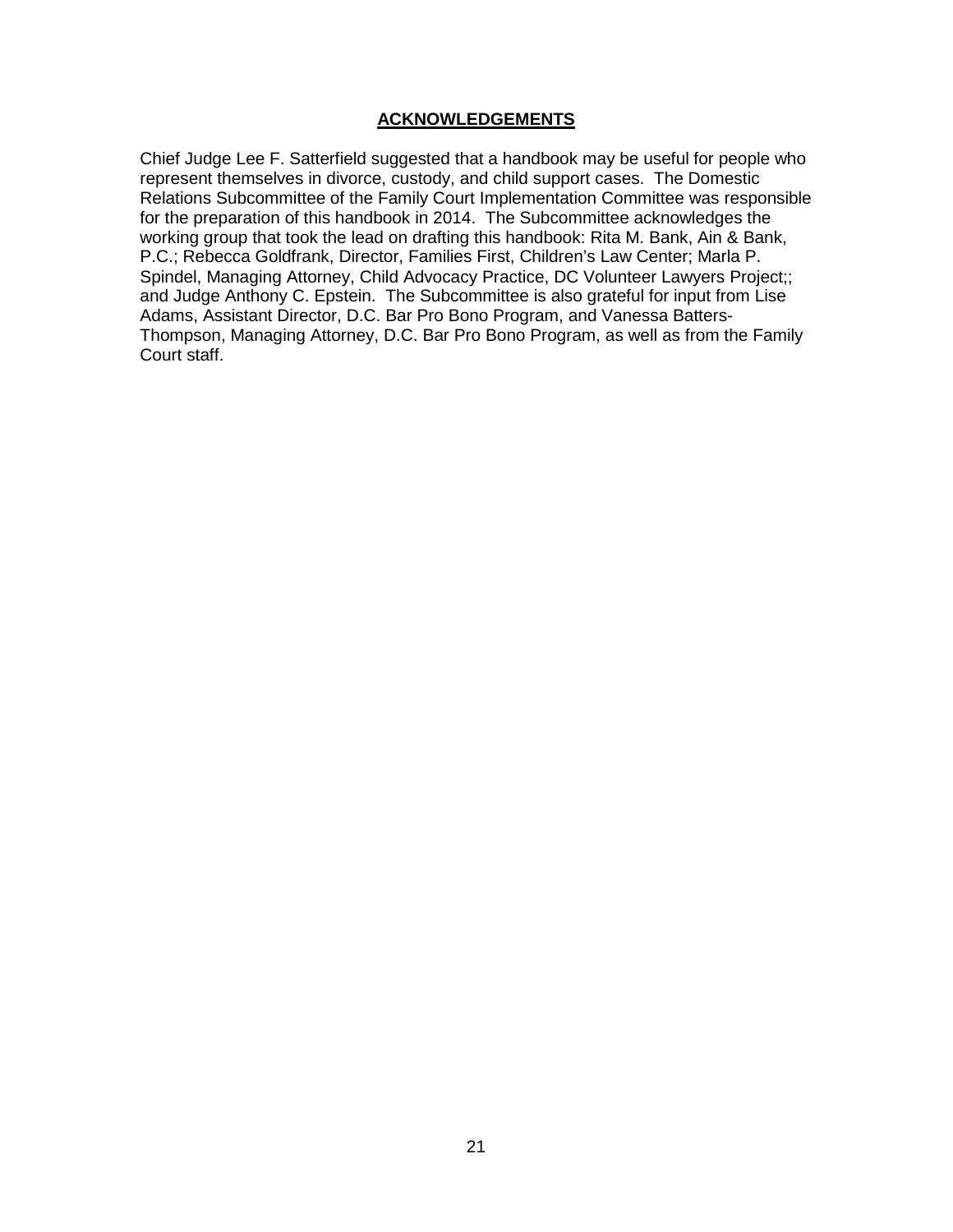## ACKNOWLEDGEMENTS

Chief Judge Lee F. Satterfield suggested that a handbook may be useful for people who represent themselves in divorce, custody, and child support cases. The Domestic Relations Subcommittee of the Family Court Implementation Committee was responsible for the preparation of this handbook in 2014. The Subcommittee acknowledges the working group that took the lead on drafting this handbook: Rita M. Bank, Ain & Bank, P.C.; Rebecca Goldfrank, Director, Families First, Children's Law Center; Marla P. Spindel, Managing Attorney, Child Advocacy Practice, DC Volunteer Lawyers Project;; and Judge Anthony C. Epstein. The Subcommittee is also grateful for input from Lise Adams, Assistant Director, D.C. Bar Pro Bono Program, and Vanessa Batters-Thompson, Managing Attorney, D.C. Bar Pro Bono Program, as well as from the Family Court staff.